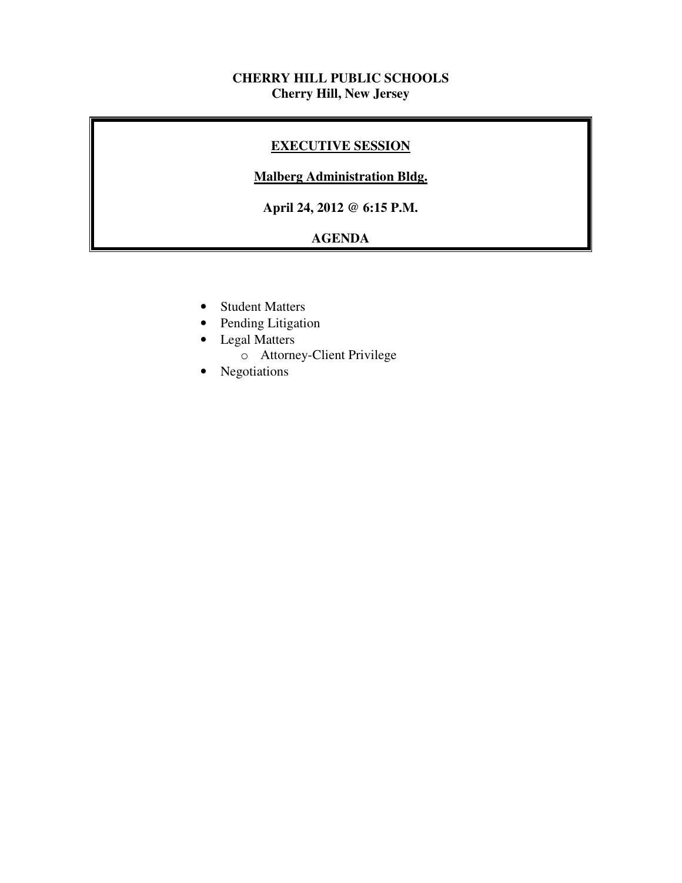**CHERRY HILL PUBLIC SCHOOLS**
**Cherry Hill, New Jersey**

## EXECUTIVE SESSION

**Malberg Administration Bldg.**

**April 24, 2012 @ 6:15 P.M.**

**AGENDA**

- Student Matters
- Pending Litigation
- Legal Matters
  - Attorney-Client Privilege
- Negotiations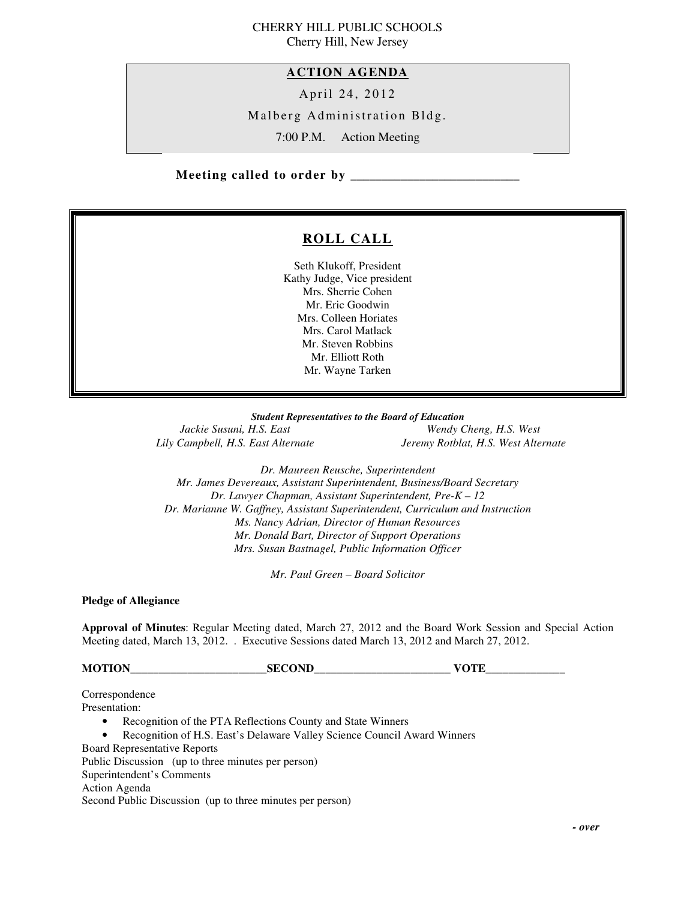CHERRY HILL PUBLIC SCHOOLS
Cherry Hill, New Jersey

## ACTION AGENDA

April 24, 2012

Malberg Administration Bldg.

7:00 P.M. Action Meeting

**Meeting called to order by \_\_\_\_\_\_\_\_\_\_\_\_\_\_\_\_\_\_\_\_\_\_\_\_\_\_**

## ROLL CALL

Seth Klukoff, President
Kathy Judge, Vice president
Mrs. Sherrie Cohen
Mr. Eric Goodwin
Mrs. Colleen Horiates
Mrs. Carol Matlack
Mr. Steven Robbins
Mr. Elliott Roth
Mr. Wayne Tarken

***Student Representatives to the Board of Education***

*Jackie Susuni, H.S. East*
*Wendy Cheng, H.S. West*
*Lily Campbell, H.S. East Alternate*
*Jeremy Rotblat, H.S. West Alternate*

*Dr. Maureen Reusche, Superintendent*
*Mr. James Devereaux, Assistant Superintendent, Business/Board Secretary*
*Dr. Lawyer Chapman, Assistant Superintendent, Pre-K – 12*
*Dr. Marianne W. Gaffney, Assistant Superintendent, Curriculum and Instruction*
*Ms. Nancy Adrian, Director of Human Resources*
*Mr. Donald Bart, Director of Support Operations*
*Mrs. Susan Bastnagel, Public Information Officer*

*Mr. Paul Green – Board Solicitor*

**Pledge of Allegiance**

**Approval of Minutes**: Regular Meeting dated, March 27, 2012 and the Board Work Session and Special Action Meeting dated, March 13, 2012. . Executive Sessions dated March 13, 2012 and March 27, 2012.

**MOTION\_\_\_\_\_\_\_\_\_\_\_\_\_\_\_\_\_\_\_\_\_\_\_\_SECOND\_\_\_\_\_\_\_\_\_\_\_\_\_\_\_\_\_\_\_\_\_\_\_\_ VOTE\_\_\_\_\_\_\_\_\_\_\_\_\_\_**

Correspondence
Presentation:

- Recognition of the PTA Reflections County and State Winners
- Recognition of H.S. East's Delaware Valley Science Council Award Winners

Board Representative Reports
Public Discussion (up to three minutes per person)
Superintendent's Comments
Action Agenda
Second Public Discussion (up to three minutes per person)

***- over***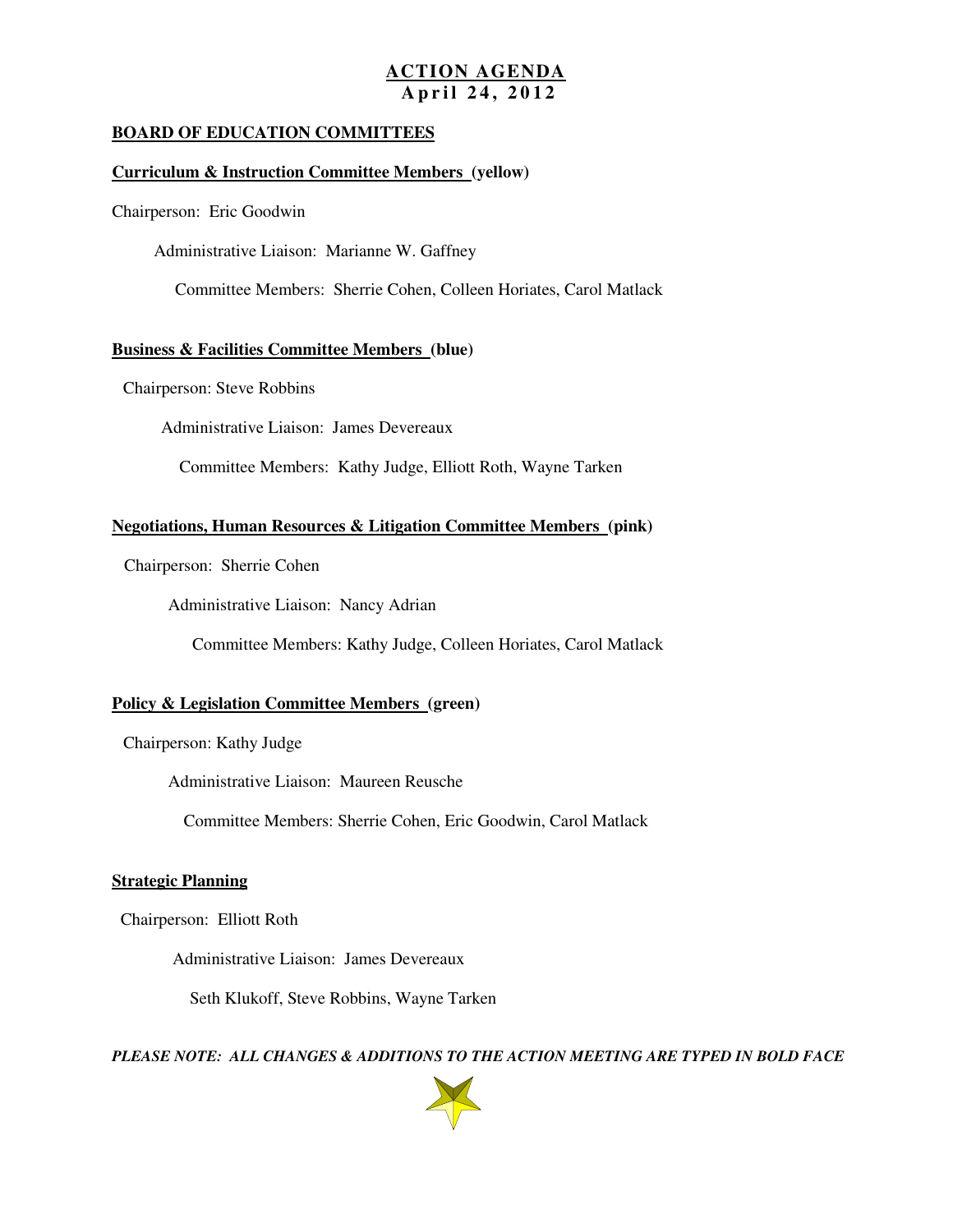# ACTION AGENDA
## April 24, 2012

**BOARD OF EDUCATION COMMITTEES**

**Curriculum & Instruction Committee Members (yellow)**

Chairperson: Eric Goodwin

Administrative Liaison: Marianne W. Gaffney

Committee Members: Sherrie Cohen, Colleen Horiates, Carol Matlack

**Business & Facilities Committee Members (blue)**

Chairperson: Steve Robbins

Administrative Liaison: James Devereaux

Committee Members: Kathy Judge, Elliott Roth, Wayne Tarken

**Negotiations, Human Resources & Litigation Committee Members (pink)**

Chairperson: Sherrie Cohen

Administrative Liaison: Nancy Adrian

Committee Members: Kathy Judge, Colleen Horiates, Carol Matlack

**Policy & Legislation Committee Members (green)**

Chairperson: Kathy Judge

Administrative Liaison: Maureen Reusche

Committee Members: Sherrie Cohen, Eric Goodwin, Carol Matlack

**Strategic Planning**

Chairperson: Elliott Roth

Administrative Liaison: James Devereaux

Seth Klukoff, Steve Robbins, Wayne Tarken

***PLEASE NOTE: ALL CHANGES & ADDITIONS TO THE ACTION MEETING ARE TYPED IN BOLD FACE***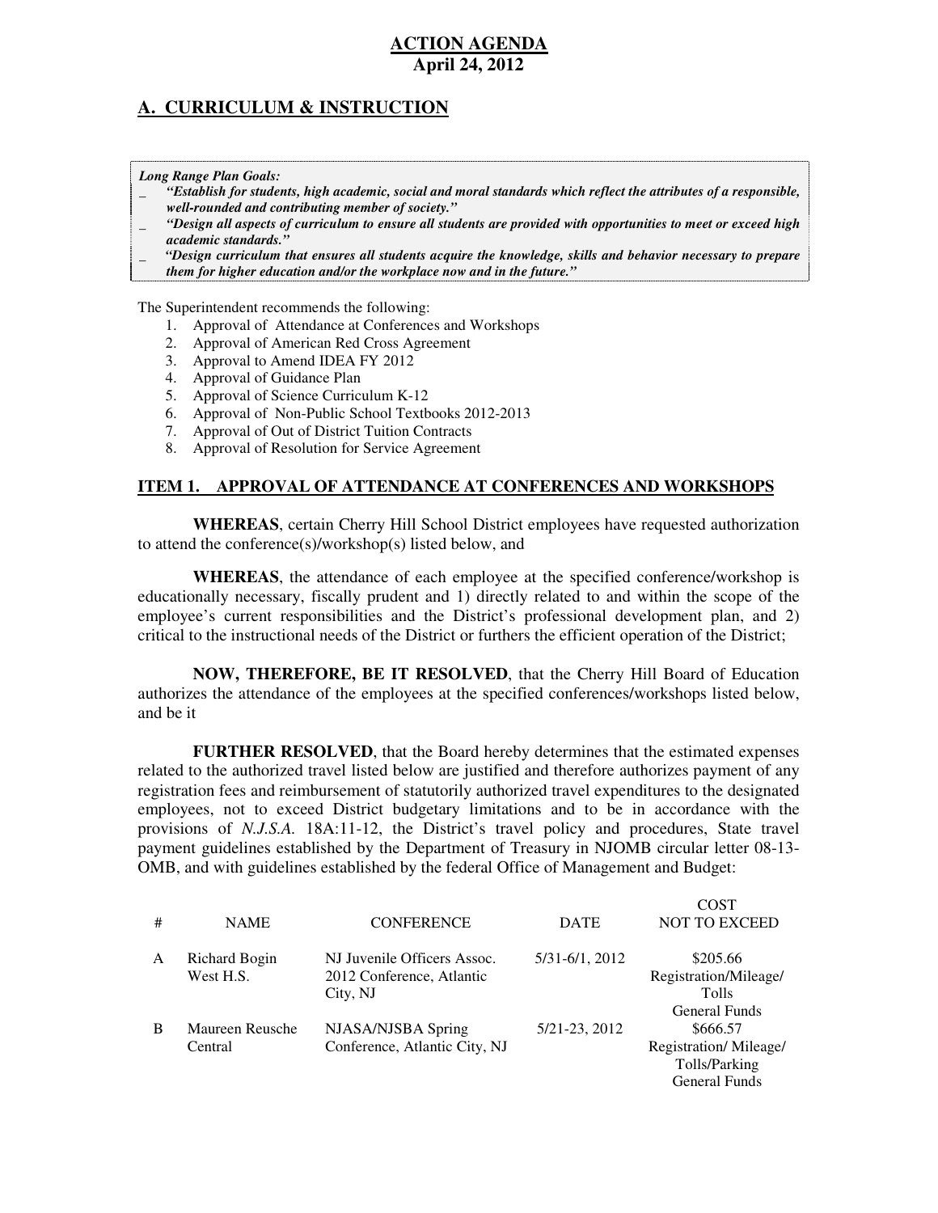**ACTION AGENDA**
**April 24, 2012**

## A. CURRICULUM & INSTRUCTION

***Long Range Plan Goals:***

- ***"Establish for students, high academic, social and moral standards which reflect the attributes of a responsible, well-rounded and contributing member of society."***
- ***"Design all aspects of curriculum to ensure all students are provided with opportunities to meet or exceed high academic standards."***
- ***"Design curriculum that ensures all students acquire the knowledge, skills and behavior necessary to prepare them for higher education and/or the workplace now and in the future."***

The Superintendent recommends the following:

1. Approval of Attendance at Conferences and Workshops
2. Approval of American Red Cross Agreement
3. Approval to Amend IDEA FY 2012
4. Approval of Guidance Plan
5. Approval of Science Curriculum K-12
6. Approval of Non-Public School Textbooks 2012-2013
7. Approval of Out of District Tuition Contracts
8. Approval of Resolution for Service Agreement

### ITEM 1. APPROVAL OF ATTENDANCE AT CONFERENCES AND WORKSHOPS

**WHEREAS**, certain Cherry Hill School District employees have requested authorization to attend the conference(s)/workshop(s) listed below, and

**WHEREAS**, the attendance of each employee at the specified conference/workshop is educationally necessary, fiscally prudent and 1) directly related to and within the scope of the employee's current responsibilities and the District's professional development plan, and 2) critical to the instructional needs of the District or furthers the efficient operation of the District;

**NOW, THEREFORE, BE IT RESOLVED**, that the Cherry Hill Board of Education authorizes the attendance of the employees at the specified conferences/workshops listed below, and be it

**FURTHER RESOLVED**, that the Board hereby determines that the estimated expenses related to the authorized travel listed below are justified and therefore authorizes payment of any registration fees and reimbursement of statutorily authorized travel expenditures to the designated employees, not to exceed District budgetary limitations and to be in accordance with the provisions of *N.J.S.A.* 18A:11-12, the District's travel policy and procedures, State travel payment guidelines established by the Department of Treasury in NJOMB circular letter 08-13-OMB, and with guidelines established by the federal Office of Management and Budget:

| # | NAME | CONFERENCE | DATE | COST NOT TO EXCEED |
|---|---|---|---|---|
| A | Richard Bogin West H.S. | NJ Juvenile Officers Assoc. 2012 Conference, Atlantic City, NJ | 5/31-6/1, 2012 | \$205.66 Registration/Mileage/ Tolls General Funds |
| B | Maureen Reusche Central | NJASA/NJSBA Spring Conference, Atlantic City, NJ | 5/21-23, 2012 | \$666.57 Registration/ Mileage/ Tolls/Parking General Funds |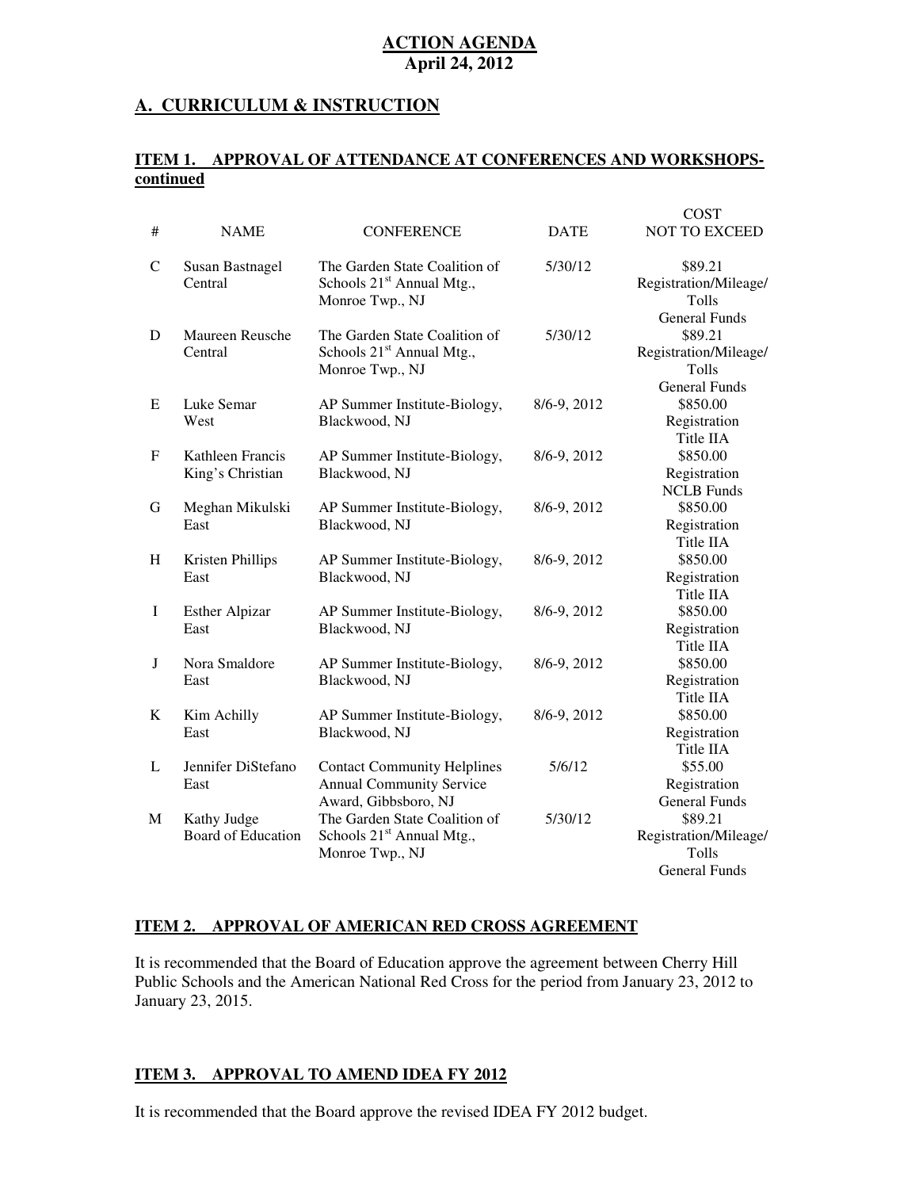**ACTION AGENDA**
**April 24, 2012**

## A. CURRICULUM & INSTRUCTION

### ITEM 1. APPROVAL OF ATTENDANCE AT CONFERENCES AND WORKSHOPS-continued

| # | NAME | CONFERENCE | DATE | COST NOT TO EXCEED |
|---|---|---|---|---|
| C | Susan Bastnagel Central | The Garden State Coalition of Schools 21st Annual Mtg., Monroe Twp., NJ | 5/30/12 | \$89.21 Registration/Mileage/ Tolls General Funds |
| D | Maureen Reusche Central | The Garden State Coalition of Schools 21st Annual Mtg., Monroe Twp., NJ | 5/30/12 | \$89.21 Registration/Mileage/ Tolls General Funds |
| E | Luke Semar West | AP Summer Institute-Biology, Blackwood, NJ | 8/6-9, 2012 | \$850.00 Registration Title IIA |
| F | Kathleen Francis King's Christian | AP Summer Institute-Biology, Blackwood, NJ | 8/6-9, 2012 | \$850.00 Registration NCLB Funds |
| G | Meghan Mikulski East | AP Summer Institute-Biology, Blackwood, NJ | 8/6-9, 2012 | \$850.00 Registration Title IIA |
| H | Kristen Phillips East | AP Summer Institute-Biology, Blackwood, NJ | 8/6-9, 2012 | \$850.00 Registration Title IIA |
| I | Esther Alpizar East | AP Summer Institute-Biology, Blackwood, NJ | 8/6-9, 2012 | \$850.00 Registration Title IIA |
| J | Nora Smaldore East | AP Summer Institute-Biology, Blackwood, NJ | 8/6-9, 2012 | \$850.00 Registration Title IIA |
| K | Kim Achilly East | AP Summer Institute-Biology, Blackwood, NJ | 8/6-9, 2012 | \$850.00 Registration Title IIA |
| L | Jennifer DiStefano East | Contact Community Helplines Annual Community Service Award, Gibbsboro, NJ | 5/6/12 | \$55.00 Registration General Funds |
| M | Kathy Judge Board of Education | The Garden State Coalition of Schools 21st Annual Mtg., Monroe Twp., NJ | 5/30/12 | \$89.21 Registration/Mileage/ Tolls General Funds |

### ITEM 2. APPROVAL OF AMERICAN RED CROSS AGREEMENT

It is recommended that the Board of Education approve the agreement between Cherry Hill Public Schools and the American National Red Cross for the period from January 23, 2012 to January 23, 2015.

### ITEM 3. APPROVAL TO AMEND IDEA FY 2012

It is recommended that the Board approve the revised IDEA FY 2012 budget.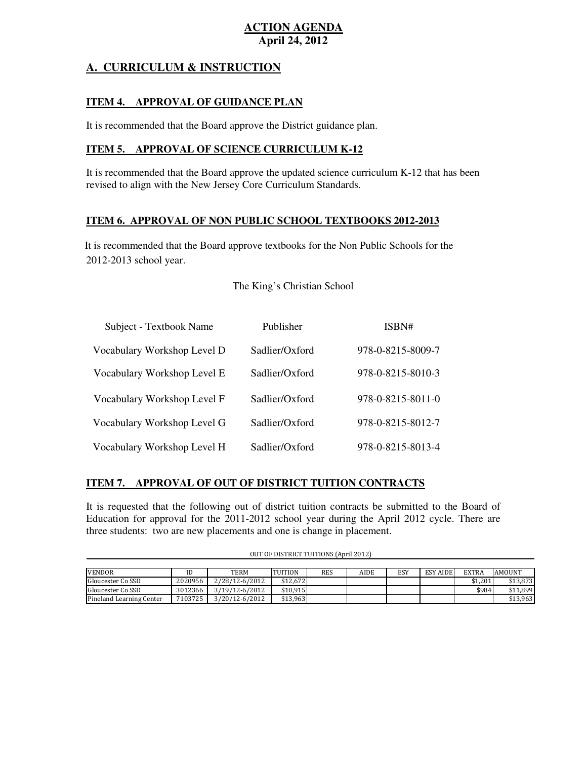# ACTION AGENDA
**April 24, 2012**

## A. CURRICULUM & INSTRUCTION

### ITEM 4. APPROVAL OF GUIDANCE PLAN

It is recommended that the Board approve the District guidance plan.

### ITEM 5. APPROVAL OF SCIENCE CURRICULUM K-12

It is recommended that the Board approve the updated science curriculum K-12 that has been revised to align with the New Jersey Core Curriculum Standards.

### ITEM 6. APPROVAL OF NON PUBLIC SCHOOL TEXTBOOKS 2012-2013

It is recommended that the Board approve textbooks for the Non Public Schools for the 2012-2013 school year.

The King's Christian School

| Subject - Textbook Name | Publisher | ISBN# |
|---|---|---|
| Vocabulary Workshop Level D | Sadlier/Oxford | 978-0-8215-8009-7 |
| Vocabulary Workshop Level E | Sadlier/Oxford | 978-0-8215-8010-3 |
| Vocabulary Workshop Level F | Sadlier/Oxford | 978-0-8215-8011-0 |
| Vocabulary Workshop Level G | Sadlier/Oxford | 978-0-8215-8012-7 |
| Vocabulary Workshop Level H | Sadlier/Oxford | 978-0-8215-8013-4 |

### ITEM 7. APPROVAL OF OUT OF DISTRICT TUITION CONTRACTS

It is requested that the following out of district tuition contracts be submitted to the Board of Education for approval for the 2011-2012 school year during the April 2012 cycle. There are three students: two are new placements and one is change in placement.

OUT OF DISTRICT TUITIONS (April 2012)

| VENDOR | ID | TERM | TUITION | RES | AIDE | ESY | ESY AIDE | EXTRA | AMOUNT |
|---|---|---|---|---|---|---|---|---|---|
| Gloucester Co SSD | 2020956 | 2/28/12-6/2012 | $12,672 | | | | | $1,201 | $13,873 |
| Gloucester Co SSD | 3012366 | 3/19/12-6/2012 | $10,915 | | | | | $984 | $11,899 |
| Pineland Learning Center | 7103725 | 3/20/12-6/2012 | $13,963 | | | | | | $13,963 |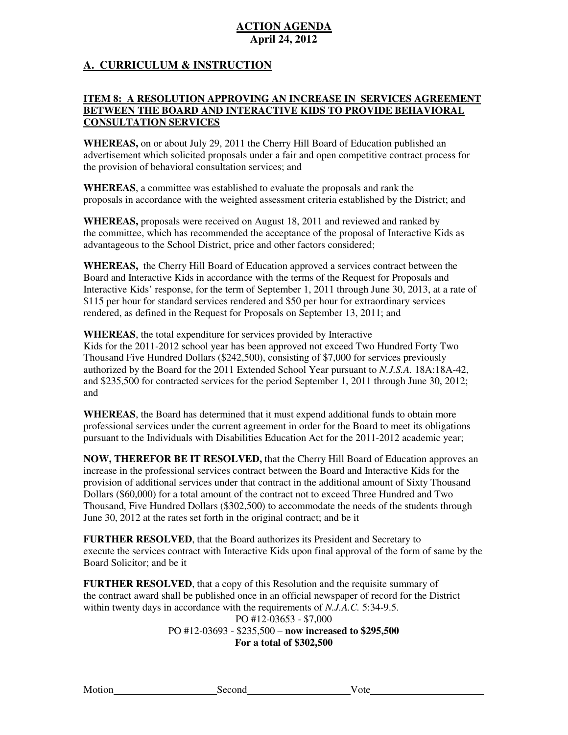**ACTION AGENDA**
**April 24, 2012**

## A. CURRICULUM & INSTRUCTION

### ITEM 8: A RESOLUTION APPROVING AN INCREASE IN SERVICES AGREEMENT BETWEEN THE BOARD AND INTERACTIVE KIDS TO PROVIDE BEHAVIORAL CONSULTATION SERVICES

**WHEREAS,** on or about July 29, 2011 the Cherry Hill Board of Education published an advertisement which solicited proposals under a fair and open competitive contract process for the provision of behavioral consultation services; and

**WHEREAS**, a committee was established to evaluate the proposals and rank the proposals in accordance with the weighted assessment criteria established by the District; and

**WHEREAS,** proposals were received on August 18, 2011 and reviewed and ranked by the committee, which has recommended the acceptance of the proposal of Interactive Kids as advantageous to the School District, price and other factors considered;

**WHEREAS,** the Cherry Hill Board of Education approved a services contract between the Board and Interactive Kids in accordance with the terms of the Request for Proposals and Interactive Kids' response, for the term of September 1, 2011 through June 30, 2013, at a rate of $115 per hour for standard services rendered and $50 per hour for extraordinary services rendered, as defined in the Request for Proposals on September 13, 2011; and

**WHEREAS**, the total expenditure for services provided by Interactive Kids for the 2011-2012 school year has been approved not exceed Two Hundred Forty Two Thousand Five Hundred Dollars ($242,500), consisting of $7,000 for services previously authorized by the Board for the 2011 Extended School Year pursuant to *N.J.S.A.* 18A:18A-42, and $235,500 for contracted services for the period September 1, 2011 through June 30, 2012; and

**WHEREAS**, the Board has determined that it must expend additional funds to obtain more professional services under the current agreement in order for the Board to meet its obligations pursuant to the Individuals with Disabilities Education Act for the 2011-2012 academic year;

**NOW, THEREFOR BE IT RESOLVED,** that the Cherry Hill Board of Education approves an increase in the professional services contract between the Board and Interactive Kids for the provision of additional services under that contract in the additional amount of Sixty Thousand Dollars ($60,000) for a total amount of the contract not to exceed Three Hundred and Two Thousand, Five Hundred Dollars ($302,500) to accommodate the needs of the students through June 30, 2012 at the rates set forth in the original contract; and be it

**FURTHER RESOLVED**, that the Board authorizes its President and Secretary to execute the services contract with Interactive Kids upon final approval of the form of same by the Board Solicitor; and be it

**FURTHER RESOLVED**, that a copy of this Resolution and the requisite summary of the contract award shall be published once in an official newspaper of record for the District within twenty days in accordance with the requirements of *N.J.A.C.* 5:34-9.5.

PO #12-03653 - $7,000
PO #12-03693 - $235,500 – **now increased to $295,500**
**For a total of $302,500**

Motion____________________ Second____________________ Vote______________________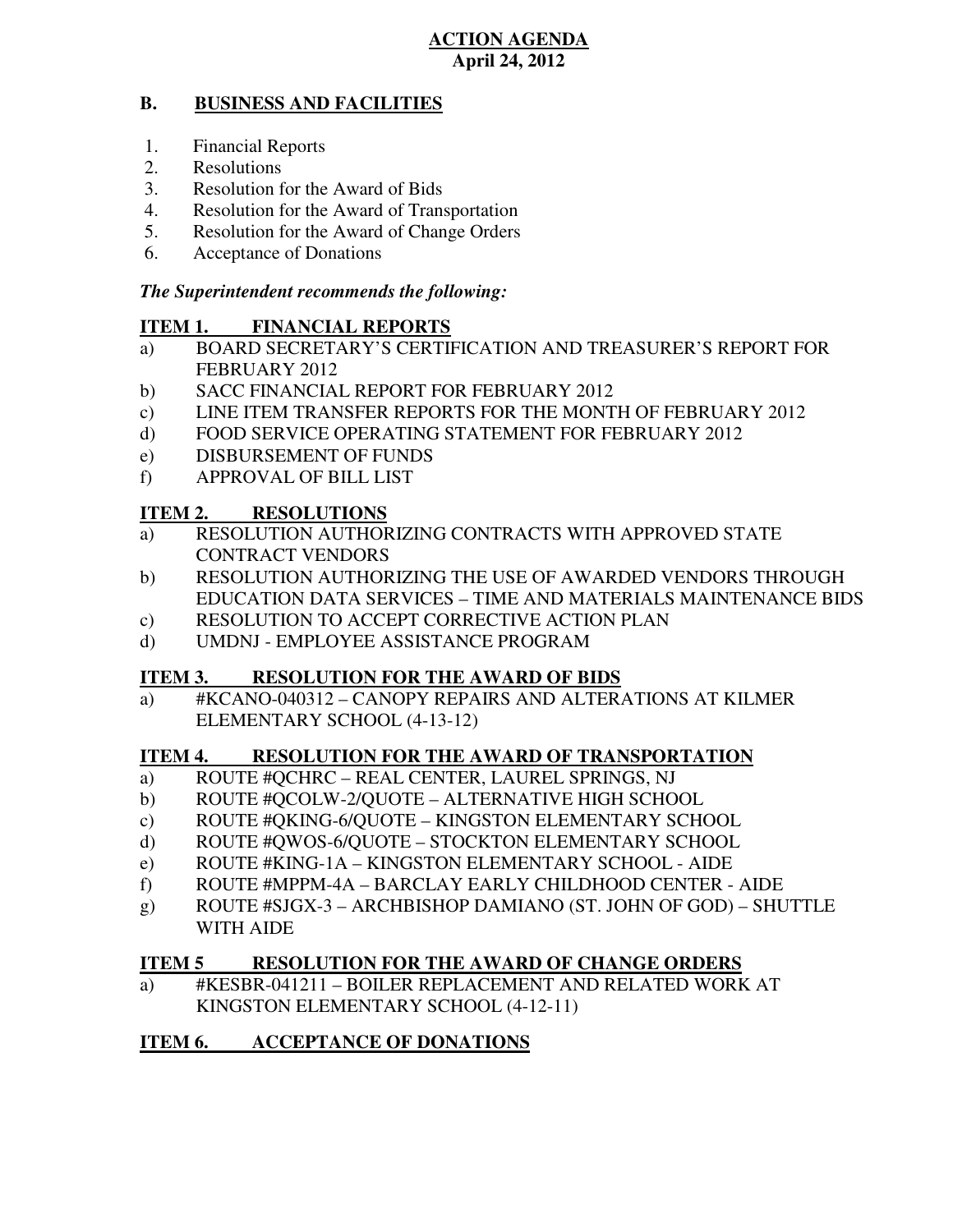# ACTION AGENDA

**April 24, 2012**

## B. BUSINESS AND FACILITIES

1. Financial Reports
2. Resolutions
3. Resolution for the Award of Bids
4. Resolution for the Award of Transportation
5. Resolution for the Award of Change Orders
6. Acceptance of Donations

***The Superintendent recommends the following:***

### ITEM 1. FINANCIAL REPORTS

a) BOARD SECRETARY'S CERTIFICATION AND TREASURER'S REPORT FOR FEBRUARY 2012
b) SACC FINANCIAL REPORT FOR FEBRUARY 2012
c) LINE ITEM TRANSFER REPORTS FOR THE MONTH OF FEBRUARY 2012
d) FOOD SERVICE OPERATING STATEMENT FOR FEBRUARY 2012
e) DISBURSEMENT OF FUNDS
f) APPROVAL OF BILL LIST

### ITEM 2. RESOLUTIONS

a) RESOLUTION AUTHORIZING CONTRACTS WITH APPROVED STATE CONTRACT VENDORS
b) RESOLUTION AUTHORIZING THE USE OF AWARDED VENDORS THROUGH EDUCATION DATA SERVICES – TIME AND MATERIALS MAINTENANCE BIDS
c) RESOLUTION TO ACCEPT CORRECTIVE ACTION PLAN
d) UMDNJ - EMPLOYEE ASSISTANCE PROGRAM

### ITEM 3. RESOLUTION FOR THE AWARD OF BIDS

a) #KCANO-040312 – CANOPY REPAIRS AND ALTERATIONS AT KILMER ELEMENTARY SCHOOL (4-13-12)

### ITEM 4. RESOLUTION FOR THE AWARD OF TRANSPORTATION

a) ROUTE #QCHRC – REAL CENTER, LAUREL SPRINGS, NJ
b) ROUTE #QCOLW-2/QUOTE – ALTERNATIVE HIGH SCHOOL
c) ROUTE #QKING-6/QUOTE – KINGSTON ELEMENTARY SCHOOL
d) ROUTE #QWOS-6/QUOTE – STOCKTON ELEMENTARY SCHOOL
e) ROUTE #KING-1A – KINGSTON ELEMENTARY SCHOOL - AIDE
f) ROUTE #MPPM-4A – BARCLAY EARLY CHILDHOOD CENTER - AIDE
g) ROUTE #SJGX-3 – ARCHBISHOP DAMIANO (ST. JOHN OF GOD) – SHUTTLE WITH AIDE

### ITEM 5 RESOLUTION FOR THE AWARD OF CHANGE ORDERS

a) #KESBR-041211 – BOILER REPLACEMENT AND RELATED WORK AT KINGSTON ELEMENTARY SCHOOL (4-12-11)

### ITEM 6. ACCEPTANCE OF DONATIONS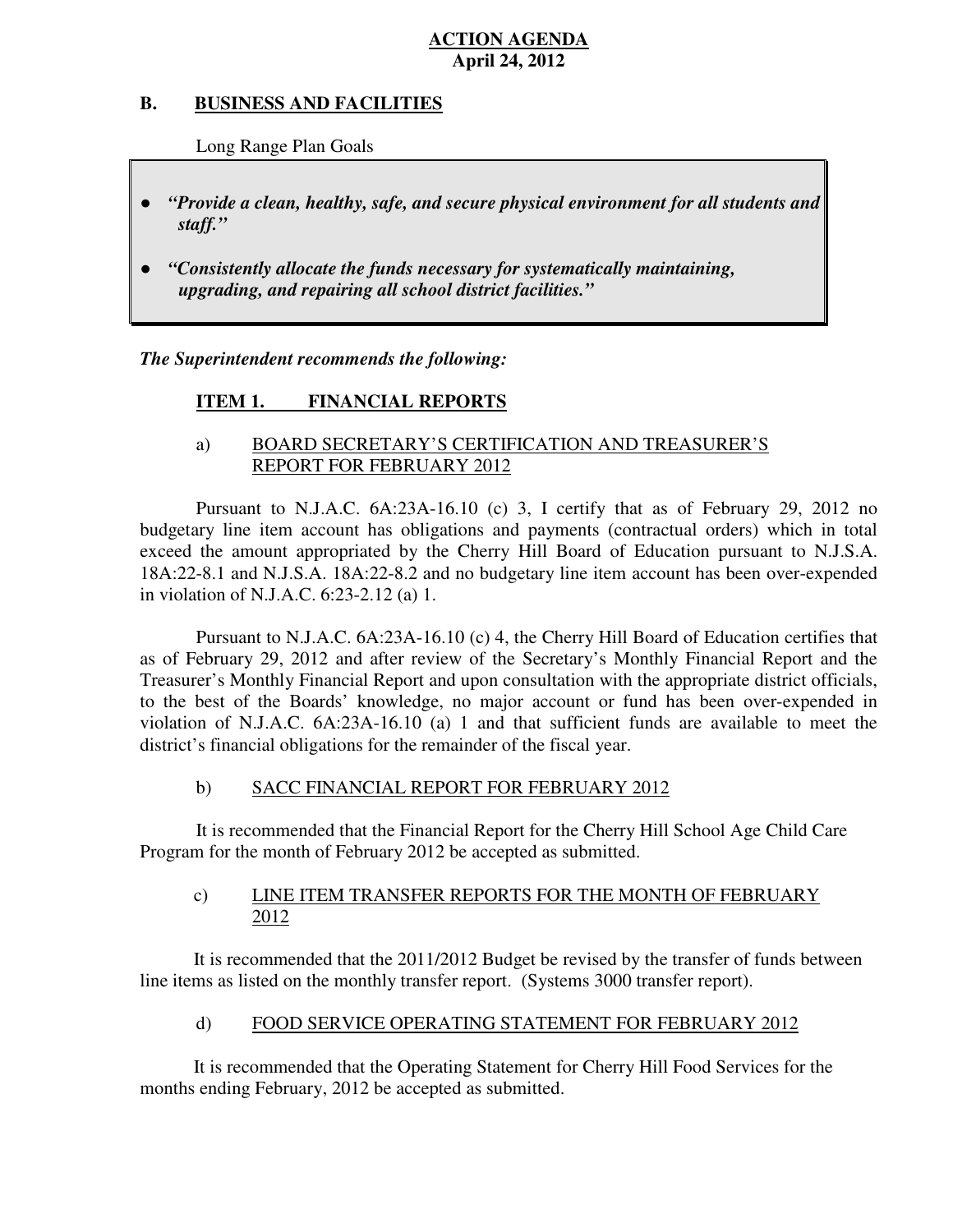**ACTION AGENDA**
**April 24, 2012**

## B. BUSINESS AND FACILITIES

Long Range Plan Goals

- ***"Provide a clean, healthy, safe, and secure physical environment for all students and staff."***
- ***"Consistently allocate the funds necessary for systematically maintaining, upgrading, and repairing all school district facilities."***

***The Superintendent recommends the following:***

### ITEM 1. FINANCIAL REPORTS

a) BOARD SECRETARY'S CERTIFICATION AND TREASURER'S REPORT FOR FEBRUARY 2012

Pursuant to N.J.A.C. 6A:23A-16.10 (c) 3, I certify that as of February 29, 2012 no budgetary line item account has obligations and payments (contractual orders) which in total exceed the amount appropriated by the Cherry Hill Board of Education pursuant to N.J.S.A. 18A:22-8.1 and N.J.S.A. 18A:22-8.2 and no budgetary line item account has been over-expended in violation of N.J.A.C. 6:23-2.12 (a) 1.

Pursuant to N.J.A.C. 6A:23A-16.10 (c) 4, the Cherry Hill Board of Education certifies that as of February 29, 2012 and after review of the Secretary's Monthly Financial Report and the Treasurer's Monthly Financial Report and upon consultation with the appropriate district officials, to the best of the Boards' knowledge, no major account or fund has been over-expended in violation of N.J.A.C. 6A:23A-16.10 (a) 1 and that sufficient funds are available to meet the district's financial obligations for the remainder of the fiscal year.

b) SACC FINANCIAL REPORT FOR FEBRUARY 2012

It is recommended that the Financial Report for the Cherry Hill School Age Child Care Program for the month of February 2012 be accepted as submitted.

c) LINE ITEM TRANSFER REPORTS FOR THE MONTH OF FEBRUARY 2012

It is recommended that the 2011/2012 Budget be revised by the transfer of funds between line items as listed on the monthly transfer report. (Systems 3000 transfer report).

d) FOOD SERVICE OPERATING STATEMENT FOR FEBRUARY 2012

It is recommended that the Operating Statement for Cherry Hill Food Services for the months ending February, 2012 be accepted as submitted.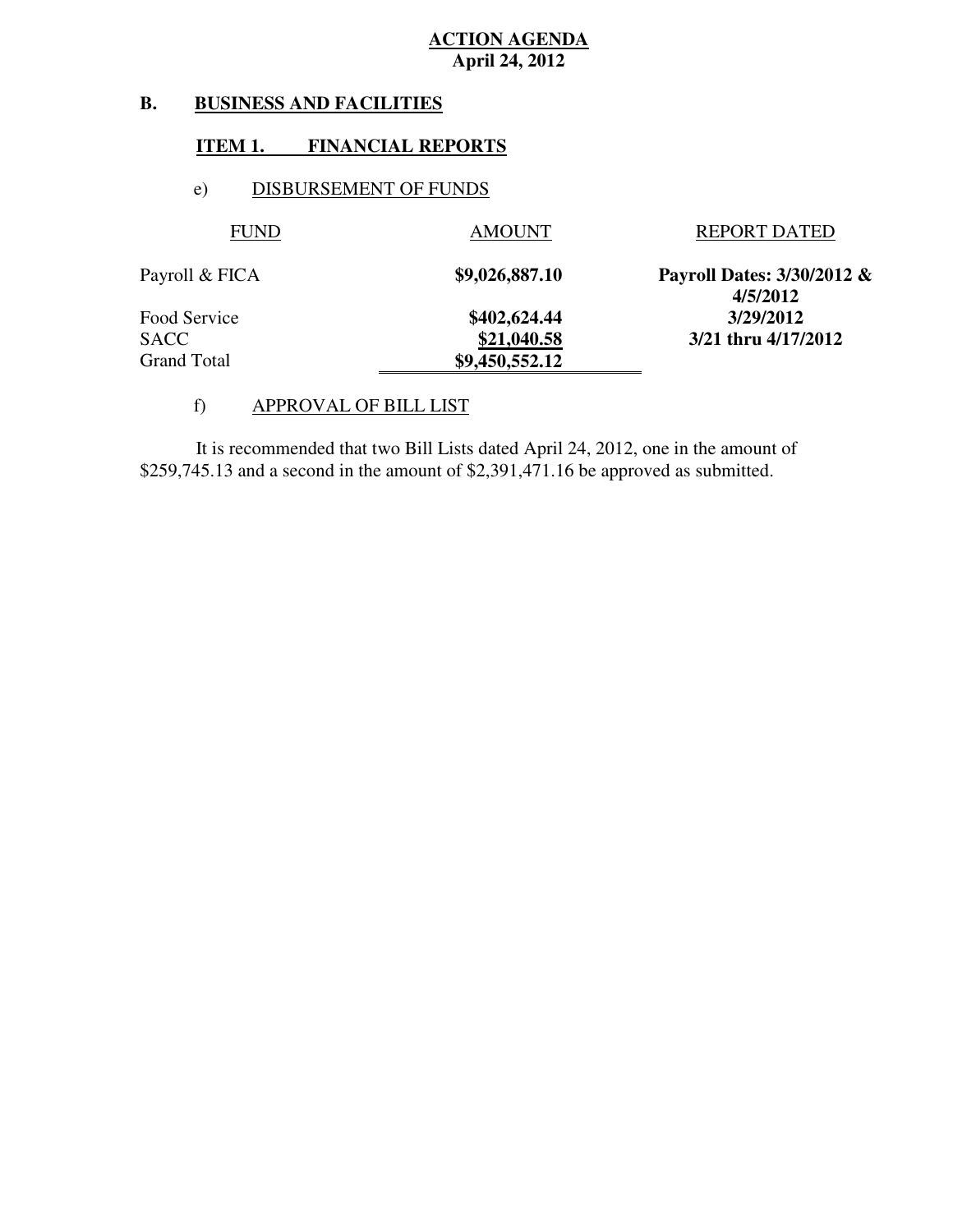**ACTION AGENDA**
**April 24, 2012**

## B. BUSINESS AND FACILITIES

### ITEM 1. FINANCIAL REPORTS

e) DISBURSEMENT OF FUNDS

| FUND | AMOUNT | REPORT DATED |
|---|---|---|
| Payroll & FICA | **$9,026,887.10** | **Payroll Dates: 3/30/2012 & 4/5/2012** |
| Food Service | **$402,624.44** | **3/29/2012** |
| SACC | **$21,040.58** | **3/21 thru 4/17/2012** |
| Grand Total | **$9,450,552.12** | |

f) APPROVAL OF BILL LIST

It is recommended that two Bill Lists dated April 24, 2012, one in the amount of $259,745.13 and a second in the amount of $2,391,471.16 be approved as submitted.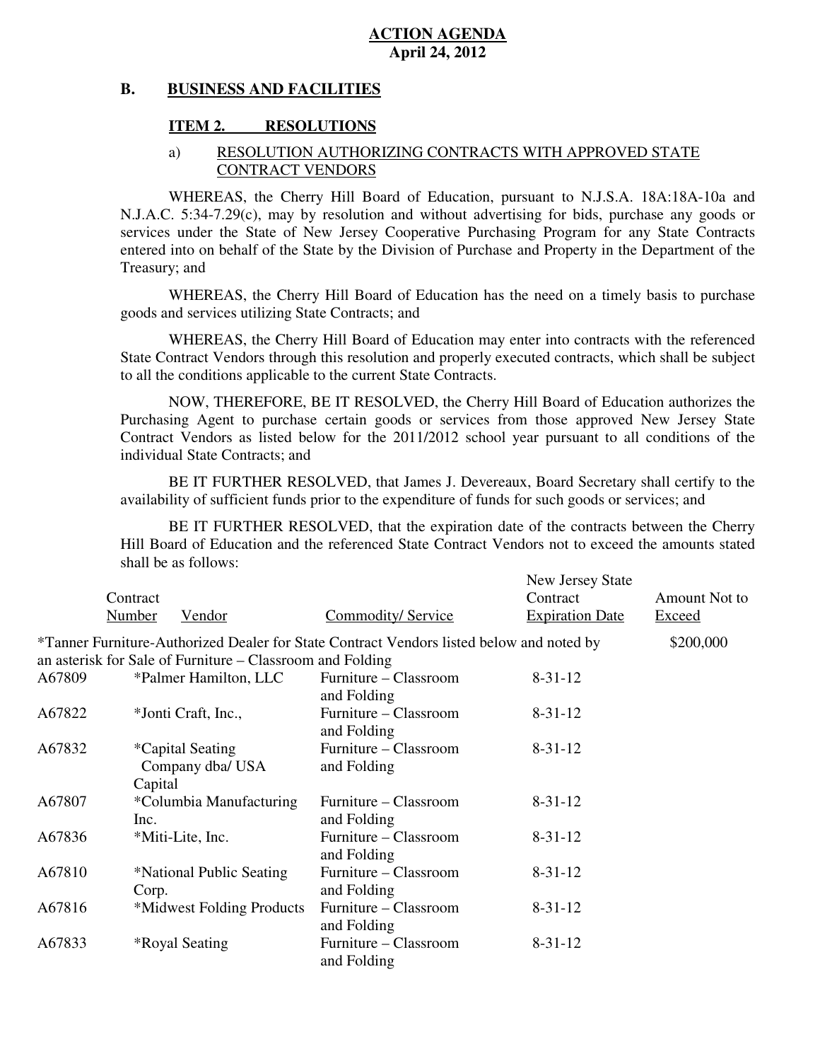**ACTION AGENDA**
**April 24, 2012**

## B. BUSINESS AND FACILITIES

### ITEM 2. RESOLUTIONS

a) RESOLUTION AUTHORIZING CONTRACTS WITH APPROVED STATE CONTRACT VENDORS

WHEREAS, the Cherry Hill Board of Education, pursuant to N.J.S.A. 18A:18A-10a and N.J.A.C. 5:34-7.29(c), may by resolution and without advertising for bids, purchase any goods or services under the State of New Jersey Cooperative Purchasing Program for any State Contracts entered into on behalf of the State by the Division of Purchase and Property in the Department of the Treasury; and

WHEREAS, the Cherry Hill Board of Education has the need on a timely basis to purchase goods and services utilizing State Contracts; and

WHEREAS, the Cherry Hill Board of Education may enter into contracts with the referenced State Contract Vendors through this resolution and properly executed contracts, which shall be subject to all the conditions applicable to the current State Contracts.

NOW, THEREFORE, BE IT RESOLVED, the Cherry Hill Board of Education authorizes the Purchasing Agent to purchase certain goods or services from those approved New Jersey State Contract Vendors as listed below for the 2011/2012 school year pursuant to all conditions of the individual State Contracts; and

BE IT FURTHER RESOLVED, that James J. Devereaux, Board Secretary shall certify to the availability of sufficient funds prior to the expenditure of funds for such goods or services; and

BE IT FURTHER RESOLVED, that the expiration date of the contracts between the Cherry Hill Board of Education and the referenced State Contract Vendors not to exceed the amounts stated shall be as follows:

| Contract Number | Vendor | Commodity/ Service | New Jersey State Contract Expiration Date | Amount Not to Exceed |
|---|---|---|---|---|
| *Tanner Furniture-Authorized Dealer for State Contract Vendors listed below and noted by an asterisk for Sale of Furniture – Classroom and Folding | | | | $200,000 |
| A67809 | *Palmer Hamilton, LLC | Furniture – Classroom and Folding | 8-31-12 | |
| A67822 | *Jonti Craft, Inc., | Furniture – Classroom and Folding | 8-31-12 | |
| A67832 | *Capital Seating Company dba/ USA Capital | Furniture – Classroom and Folding | 8-31-12 | |
| A67807 | *Columbia Manufacturing Inc. | Furniture – Classroom and Folding | 8-31-12 | |
| A67836 | *Miti-Lite, Inc. | Furniture – Classroom and Folding | 8-31-12 | |
| A67810 | *National Public Seating Corp. | Furniture – Classroom and Folding | 8-31-12 | |
| A67816 | *Midwest Folding Products | Furniture – Classroom and Folding | 8-31-12 | |
| A67833 | *Royal Seating | Furniture – Classroom and Folding | 8-31-12 | |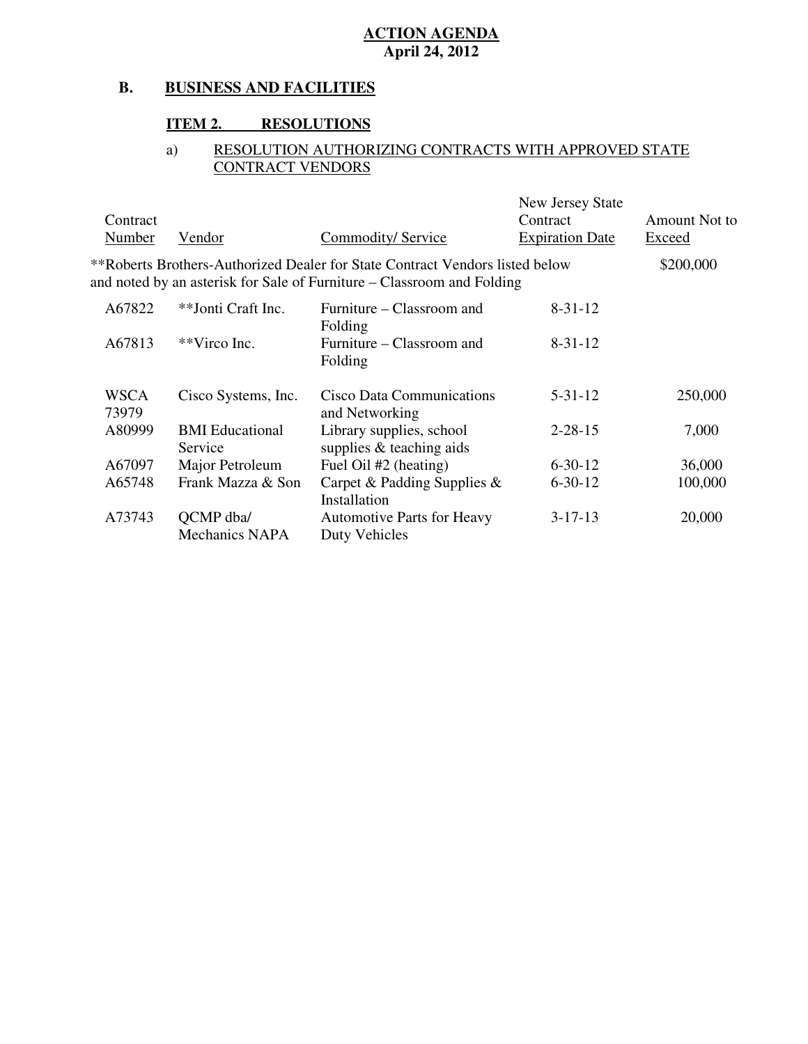**ACTION AGENDA**
**April 24, 2012**

## B. BUSINESS AND FACILITIES

### ITEM 2. RESOLUTIONS

a) RESOLUTION AUTHORIZING CONTRACTS WITH APPROVED STATE CONTRACT VENDORS

| Contract Number | Vendor | Commodity/ Service | New Jersey State Contract Expiration Date | Amount Not to Exceed |
|---|---|---|---|---|
| **Roberts Brothers-Authorized Dealer for State Contract Vendors listed below and noted by an asterisk for Sale of Furniture – Classroom and Folding | | | | $200,000 |
| A67822 | **Jonti Craft Inc. | Furniture – Classroom and Folding | 8-31-12 | |
| A67813 | **Virco Inc. | Furniture – Classroom and Folding | 8-31-12 | |
| WSCA 73979 | Cisco Systems, Inc. | Cisco Data Communications and Networking | 5-31-12 | 250,000 |
| A80999 | BMI Educational Service | Library supplies, school supplies & teaching aids | 2-28-15 | 7,000 |
| A67097 | Major Petroleum | Fuel Oil #2 (heating) | 6-30-12 | 36,000 |
| A65748 | Frank Mazza & Son | Carpet & Padding Supplies & Installation | 6-30-12 | 100,000 |
| A73743 | QCMP dba/ Mechanics NAPA | Automotive Parts for Heavy Duty Vehicles | 3-17-13 | 20,000 |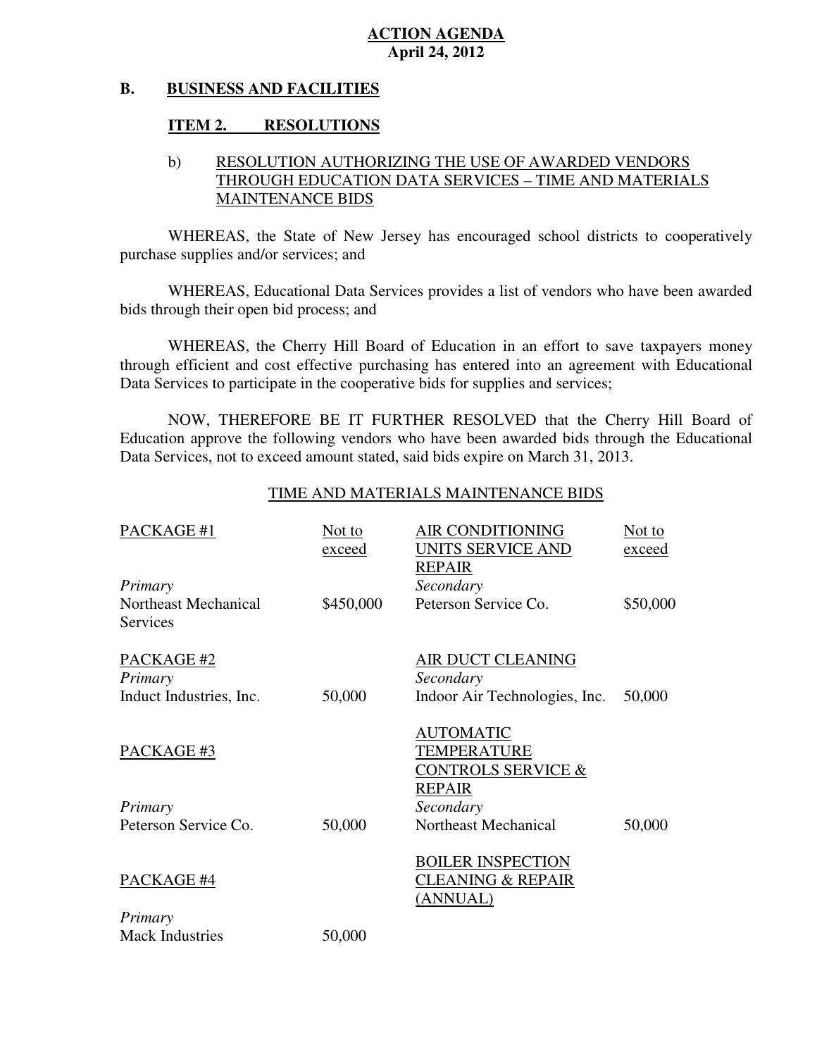**ACTION AGENDA**
**April 24, 2012**

## B. BUSINESS AND FACILITIES

### ITEM 2. RESOLUTIONS

b) RESOLUTION AUTHORIZING THE USE OF AWARDED VENDORS THROUGH EDUCATION DATA SERVICES – TIME AND MATERIALS MAINTENANCE BIDS

WHEREAS, the State of New Jersey has encouraged school districts to cooperatively purchase supplies and/or services; and

WHEREAS, Educational Data Services provides a list of vendors who have been awarded bids through their open bid process; and

WHEREAS, the Cherry Hill Board of Education in an effort to save taxpayers money through efficient and cost effective purchasing has entered into an agreement with Educational Data Services to participate in the cooperative bids for supplies and services;

NOW, THEREFORE BE IT FURTHER RESOLVED that the Cherry Hill Board of Education approve the following vendors who have been awarded bids through the Educational Data Services, not to exceed amount stated, said bids expire on March 31, 2013.

TIME AND MATERIALS MAINTENANCE BIDS

| PACKAGE #1 | Not to exceed | AIR CONDITIONING UNITS SERVICE AND REPAIR | Not to exceed |
|---|---|---|---|
| *Primary* | | *Secondary* | |
| Northeast Mechanical Services | $450,000 | Peterson Service Co. | $50,000 |
| PACKAGE #2 | | AIR DUCT CLEANING | |
| *Primary* | | *Secondary* | |
| Induct Industries, Inc. | 50,000 | Indoor Air Technologies, Inc. | 50,000 |
| PACKAGE #3 | | AUTOMATIC TEMPERATURE CONTROLS SERVICE & REPAIR | |
| *Primary* | | *Secondary* | |
| Peterson Service Co. | 50,000 | Northeast Mechanical | 50,000 |
| PACKAGE #4 | | BOILER INSPECTION CLEANING & REPAIR (ANNUAL) | |
| *Primary* | | | |
| Mack Industries | 50,000 | | |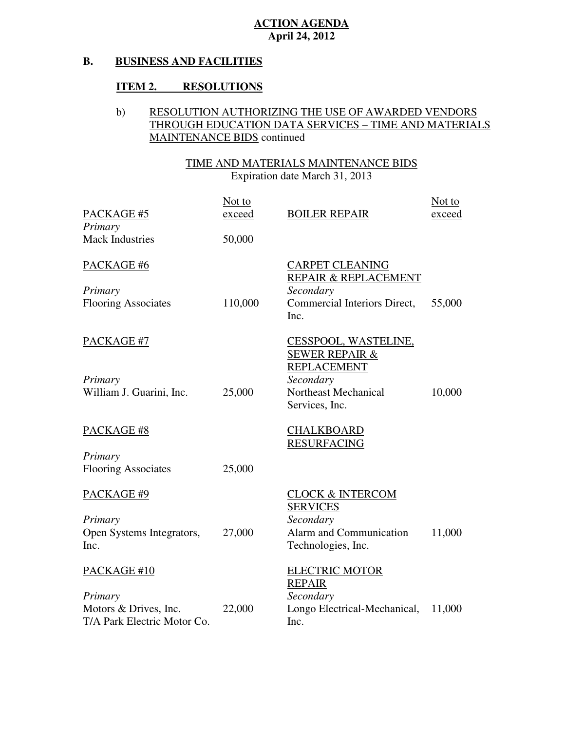**ACTION AGENDA**
**April 24, 2012**

## B. BUSINESS AND FACILITIES

### ITEM 2. RESOLUTIONS

b) RESOLUTION AUTHORIZING THE USE OF AWARDED VENDORS THROUGH EDUCATION DATA SERVICES – TIME AND MATERIALS MAINTENANCE BIDS continued

TIME AND MATERIALS MAINTENANCE BIDS
Expiration date March 31, 2013

| PACKAGE | Not to exceed | | Not to exceed |
|---|---|---|---|
| PACKAGE #5 | | BOILER REPAIR | |
| *Primary* Mack Industries | 50,000 | | |
| PACKAGE #6 | | CARPET CLEANING REPAIR & REPLACEMENT | |
| *Primary* Flooring Associates | 110,000 | *Secondary* Commercial Interiors Direct, Inc. | 55,000 |
| PACKAGE #7 | | CESSPOOL, WASTELINE, SEWER REPAIR & REPLACEMENT | |
| *Primary* William J. Guarini, Inc. | 25,000 | *Secondary* Northeast Mechanical Services, Inc. | 10,000 |
| PACKAGE #8 | | CHALKBOARD RESURFACING | |
| *Primary* Flooring Associates | 25,000 | | |
| PACKAGE #9 | | CLOCK & INTERCOM SERVICES | |
| *Primary* Open Systems Integrators, Inc. | 27,000 | *Secondary* Alarm and Communication Technologies, Inc. | 11,000 |
| PACKAGE #10 | | ELECTRIC MOTOR REPAIR | |
| *Primary* Motors & Drives, Inc. T/A Park Electric Motor Co. | 22,000 | *Secondary* Longo Electrical-Mechanical, Inc. | 11,000 |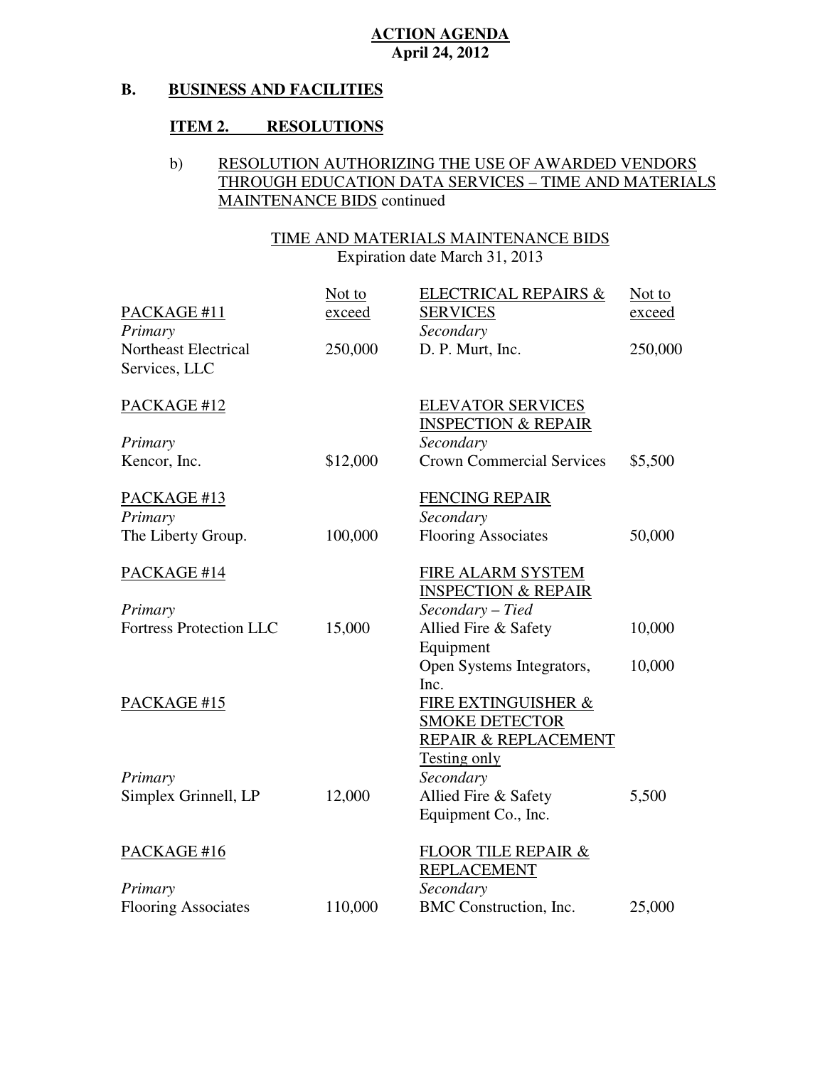**ACTION AGENDA**
**April 24, 2012**

## B. BUSINESS AND FACILITIES

### ITEM 2. RESOLUTIONS

b) RESOLUTION AUTHORIZING THE USE OF AWARDED VENDORS THROUGH EDUCATION DATA SERVICES – TIME AND MATERIALS MAINTENANCE BIDS continued

TIME AND MATERIALS MAINTENANCE BIDS
Expiration date March 31, 2013

| | Not to exceed | | Not to exceed |
|---|---|---|---|
| PACKAGE #11 | | ELECTRICAL REPAIRS & SERVICES | |
| *Primary* | | *Secondary* | |
| Northeast Electrical Services, LLC | 250,000 | D. P. Murt, Inc. | 250,000 |
| PACKAGE #12 | | ELEVATOR SERVICES INSPECTION & REPAIR | |
| *Primary* | | *Secondary* | |
| Kencor, Inc. | $12,000 | Crown Commercial Services | $5,500 |
| PACKAGE #13 | | FENCING REPAIR | |
| *Primary* | | *Secondary* | |
| The Liberty Group. | 100,000 | Flooring Associates | 50,000 |
| PACKAGE #14 | | FIRE ALARM SYSTEM INSPECTION & REPAIR | |
| *Primary* | | *Secondary – Tied* | |
| Fortress Protection LLC | 15,000 | Allied Fire & Safety Equipment | 10,000 |
| | | Open Systems Integrators, Inc. | 10,000 |
| PACKAGE #15 | | FIRE EXTINGUISHER & SMOKE DETECTOR REPAIR & REPLACEMENT Testing only | |
| *Primary* | | *Secondary* | |
| Simplex Grinnell, LP | 12,000 | Allied Fire & Safety Equipment Co., Inc. | 5,500 |
| PACKAGE #16 | | FLOOR TILE REPAIR & REPLACEMENT | |
| *Primary* | | *Secondary* | |
| Flooring Associates | 110,000 | BMC Construction, Inc. | 25,000 |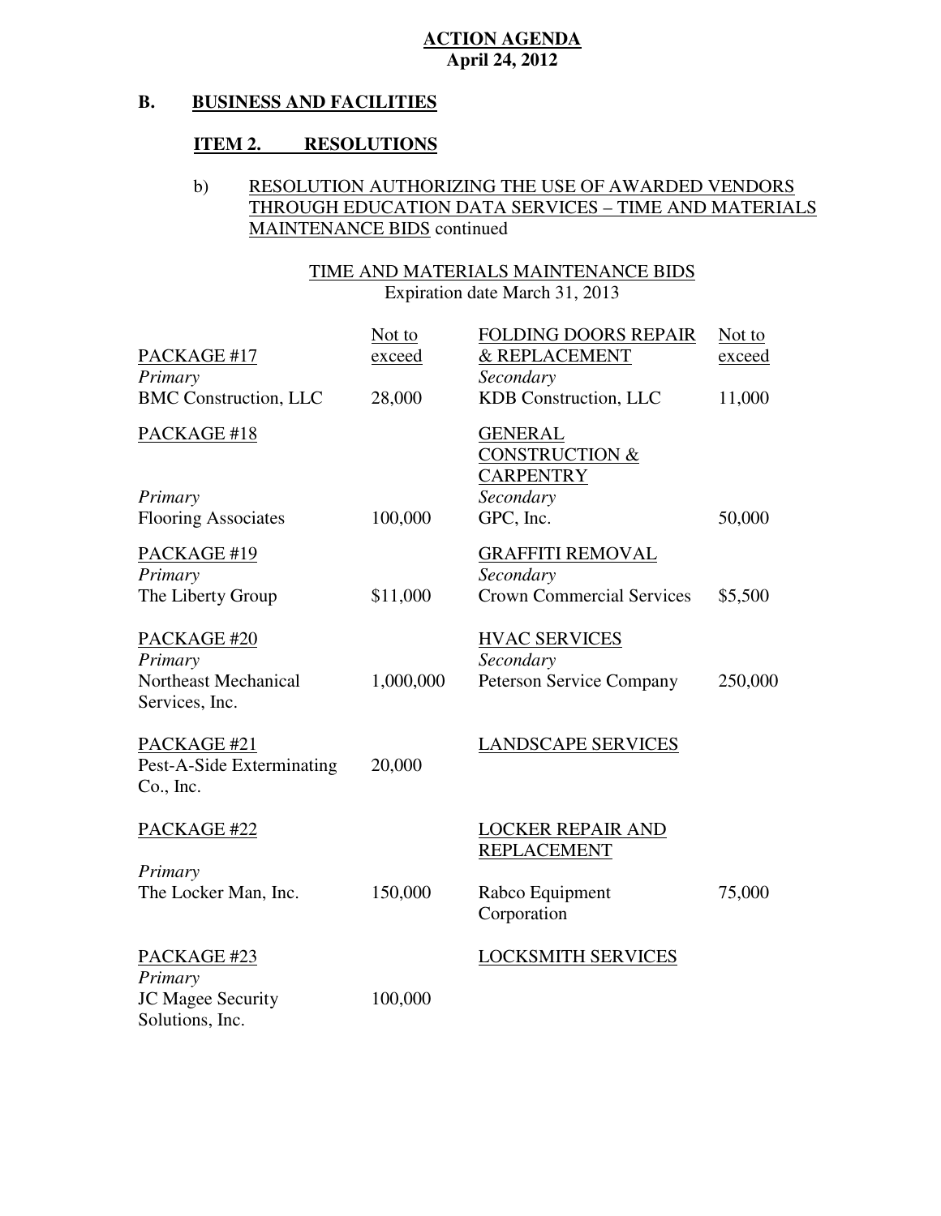**ACTION AGENDA**
**April 24, 2012**

## B. BUSINESS AND FACILITIES

### ITEM 2. RESOLUTIONS

b) RESOLUTION AUTHORIZING THE USE OF AWARDED VENDORS THROUGH EDUCATION DATA SERVICES – TIME AND MATERIALS MAINTENANCE BIDS continued

TIME AND MATERIALS MAINTENANCE BIDS
Expiration date March 31, 2013

| PACKAGE | Not to exceed | SERVICE | Not to exceed |
|---|---|---|---|
| PACKAGE #17<br>*Primary*<br>BMC Construction, LLC | 28,000 | FOLDING DOORS REPAIR & REPLACEMENT<br>*Secondary*<br>KDB Construction, LLC | 11,000 |
| PACKAGE #18<br>*Primary*<br>Flooring Associates | 100,000 | GENERAL CONSTRUCTION & CARPENTRY<br>*Secondary*<br>GPC, Inc. | 50,000 |
| PACKAGE #19<br>*Primary*<br>The Liberty Group | $11,000 | GRAFFITI REMOVAL<br>*Secondary*<br>Crown Commercial Services | $5,500 |
| PACKAGE #20<br>*Primary*<br>Northeast Mechanical Services, Inc. | 1,000,000 | HVAC SERVICES<br>*Secondary*<br>Peterson Service Company | 250,000 |
| PACKAGE #21<br>Pest-A-Side Exterminating Co., Inc. | 20,000 | LANDSCAPE SERVICES | |
| PACKAGE #22<br>*Primary*<br>The Locker Man, Inc. | 150,000 | LOCKER REPAIR AND REPLACEMENT<br>Rabco Equipment Corporation | 75,000 |
| PACKAGE #23<br>*Primary*<br>JC Magee Security Solutions, Inc. | 100,000 | LOCKSMITH SERVICES | |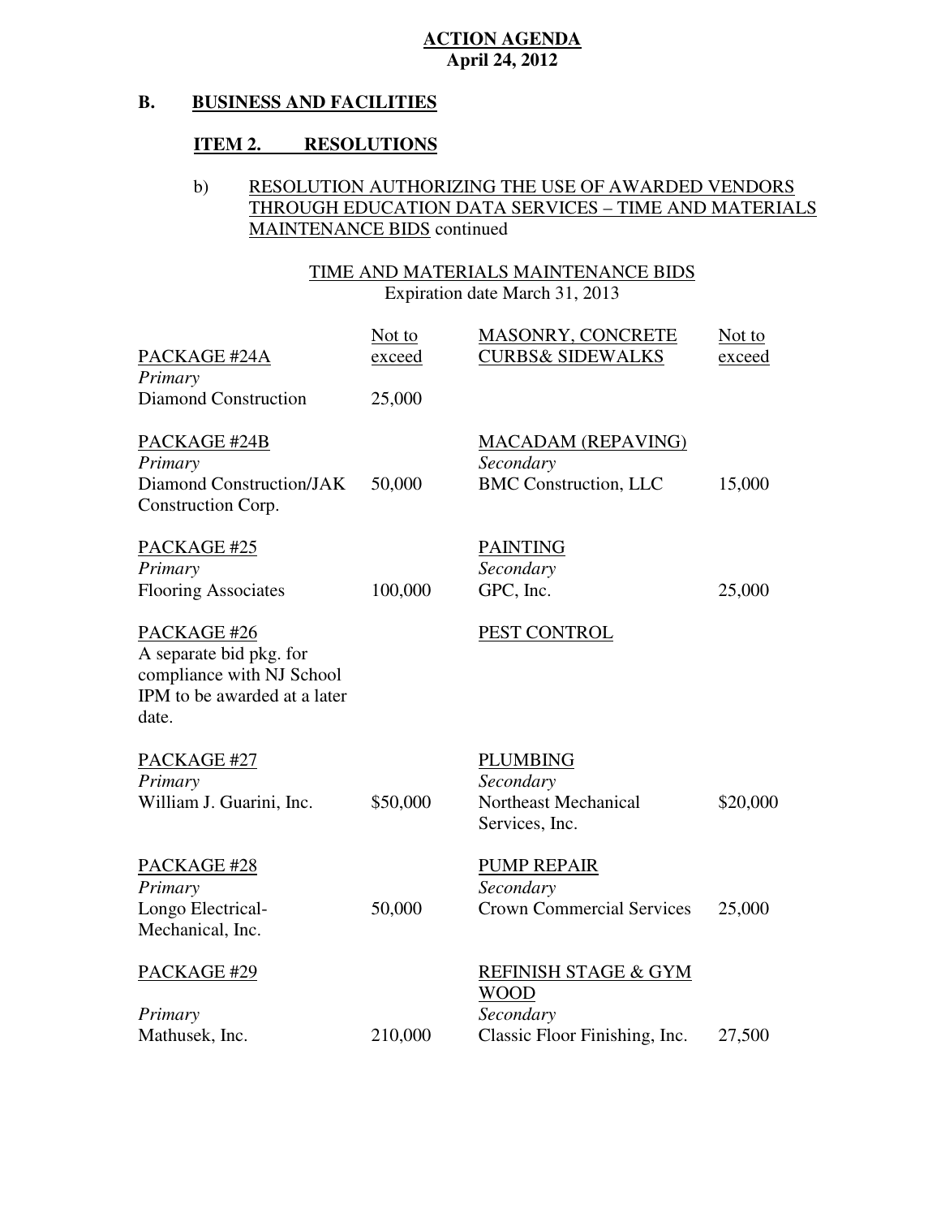**ACTION AGENDA**
**April 24, 2012**

## B. BUSINESS AND FACILITIES

### ITEM 2. RESOLUTIONS

b) RESOLUTION AUTHORIZING THE USE OF AWARDED VENDORS THROUGH EDUCATION DATA SERVICES – TIME AND MATERIALS MAINTENANCE BIDS continued

TIME AND MATERIALS MAINTENANCE BIDS
Expiration date March 31, 2013

| PACKAGE | Not to exceed | | Not to exceed |
|---|---|---|---|
| PACKAGE #24A<br>*Primary*<br>Diamond Construction | 25,000 | MASONRY, CONCRETE CURBS& SIDEWALKS | |
| PACKAGE #24B<br>*Primary*<br>Diamond Construction/JAK Construction Corp. | 50,000 | MACADAM (REPAVING)<br>*Secondary*<br>BMC Construction, LLC | 15,000 |
| PACKAGE #25<br>*Primary*<br>Flooring Associates | 100,000 | PAINTING<br>*Secondary*<br>GPC, Inc. | 25,000 |
| PACKAGE #26<br>A separate bid pkg. for compliance with NJ School IPM to be awarded at a later date. | | PEST CONTROL | |
| PACKAGE #27<br>*Primary*<br>William J. Guarini, Inc. | $50,000 | PLUMBING<br>*Secondary*<br>Northeast Mechanical Services, Inc. | $20,000 |
| PACKAGE #28<br>*Primary*<br>Longo Electrical-Mechanical, Inc. | 50,000 | PUMP REPAIR<br>*Secondary*<br>Crown Commercial Services | 25,000 |
| PACKAGE #29<br>*Primary*<br>Mathusek, Inc. | 210,000 | REFINISH STAGE & GYM WOOD<br>*Secondary*<br>Classic Floor Finishing, Inc. | 27,500 |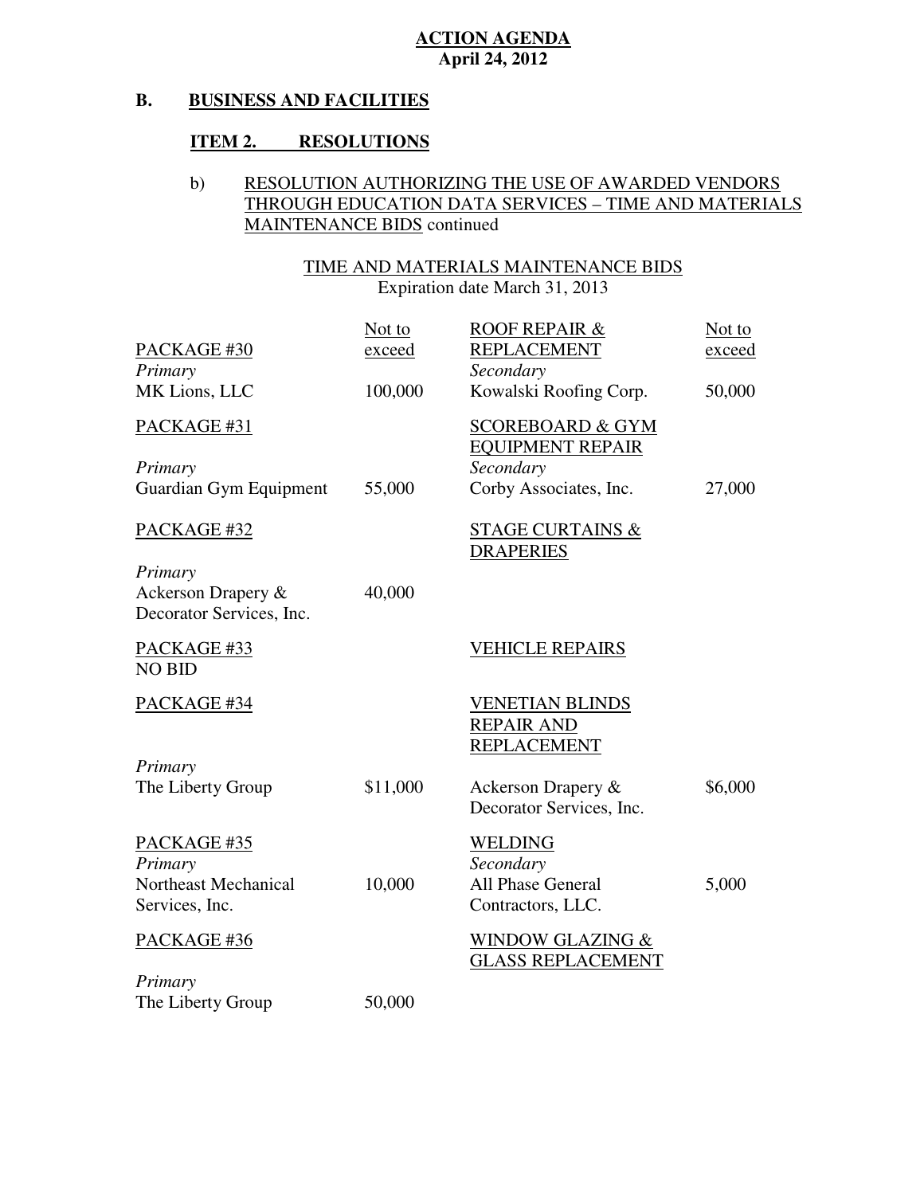**ACTION AGENDA**
**April 24, 2012**

## B. BUSINESS AND FACILITIES

### ITEM 2. RESOLUTIONS

b) RESOLUTION AUTHORIZING THE USE OF AWARDED VENDORS THROUGH EDUCATION DATA SERVICES – TIME AND MATERIALS MAINTENANCE BIDS continued

TIME AND MATERIALS MAINTENANCE BIDS
Expiration date March 31, 2013

| PACKAGE #30 | Not to exceed | ROOF REPAIR & REPLACEMENT | Not to exceed |
|---|---|---|---|
| *Primary* | | *Secondary* | |
| MK Lions, LLC | 100,000 | Kowalski Roofing Corp. | 50,000 |
| PACKAGE #31 | | SCOREBOARD & GYM EQUIPMENT REPAIR | |
| *Primary* | | *Secondary* | |
| Guardian Gym Equipment | 55,000 | Corby Associates, Inc. | 27,000 |
| PACKAGE #32 | | STAGE CURTAINS & DRAPERIES | |
| *Primary* | | | |
| Ackerson Drapery & Decorator Services, Inc. | 40,000 | | |
| PACKAGE #33 | | VEHICLE REPAIRS | |
| NO BID | | | |
| PACKAGE #34 | | VENETIAN BLINDS REPAIR AND REPLACEMENT | |
| *Primary* | | | |
| The Liberty Group | $11,000 | Ackerson Drapery & Decorator Services, Inc. | $6,000 |
| PACKAGE #35 | | WELDING | |
| *Primary* | | *Secondary* | |
| Northeast Mechanical Services, Inc. | 10,000 | All Phase General Contractors, LLC. | 5,000 |
| PACKAGE #36 | | WINDOW GLAZING & GLASS REPLACEMENT | |
| *Primary* | | | |
| The Liberty Group | 50,000 | | |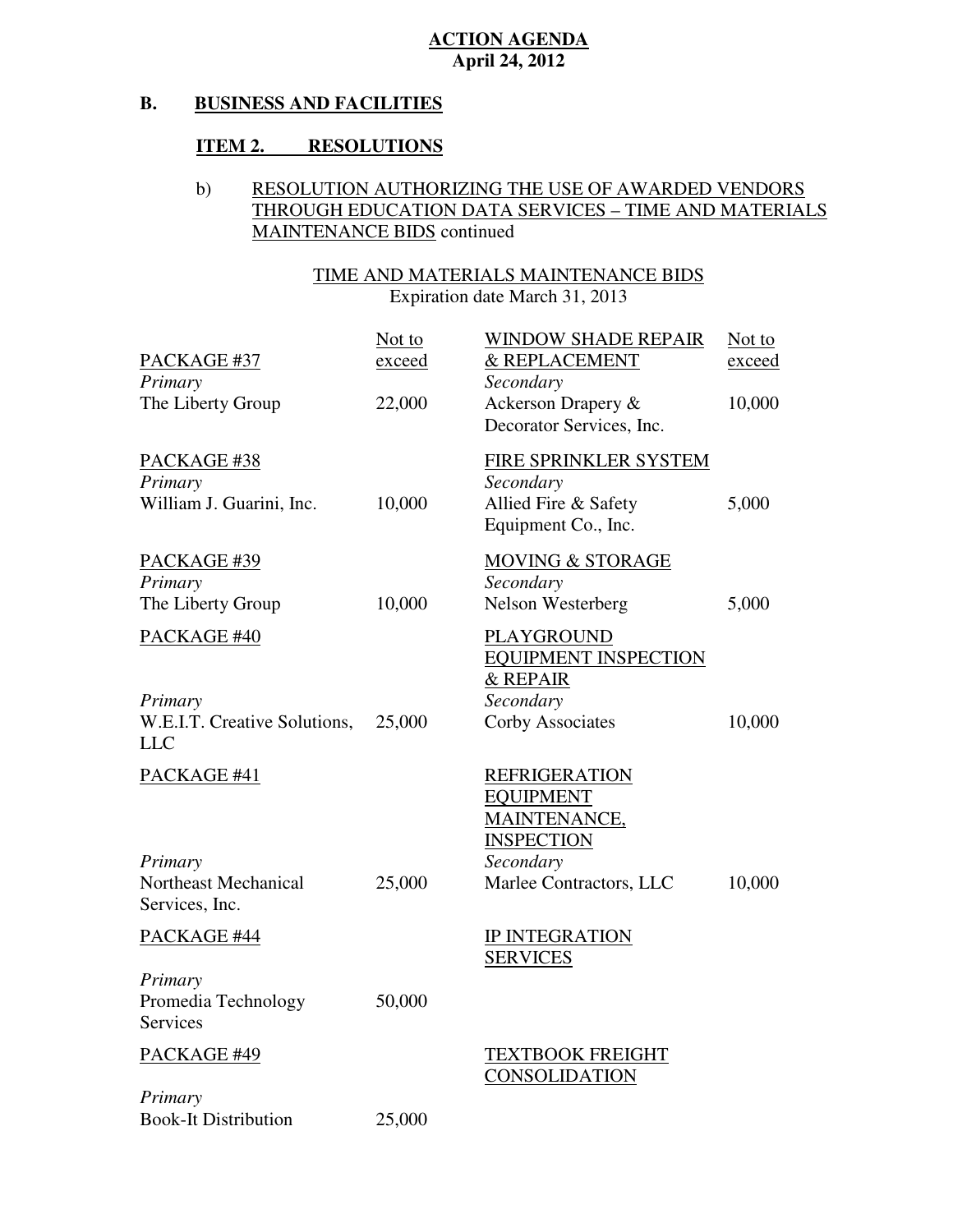**ACTION AGENDA**
**April 24, 2012**

## B. BUSINESS AND FACILITIES

### ITEM 2. RESOLUTIONS

b) RESOLUTION AUTHORIZING THE USE OF AWARDED VENDORS THROUGH EDUCATION DATA SERVICES – TIME AND MATERIALS MAINTENANCE BIDS continued

TIME AND MATERIALS MAINTENANCE BIDS
Expiration date March 31, 2013

| Package | Not to exceed | Service | Not to exceed |
|---|---|---|---|
| PACKAGE #37 | | WINDOW SHADE REPAIR & REPLACEMENT | |
| *Primary* | | *Secondary* | |
| The Liberty Group | 22,000 | Ackerson Drapery & Decorator Services, Inc. | 10,000 |
| PACKAGE #38 | | FIRE SPRINKLER SYSTEM | |
| *Primary* | | *Secondary* | |
| William J. Guarini, Inc. | 10,000 | Allied Fire & Safety Equipment Co., Inc. | 5,000 |
| PACKAGE #39 | | MOVING & STORAGE | |
| *Primary* | | *Secondary* | |
| The Liberty Group | 10,000 | Nelson Westerberg | 5,000 |
| PACKAGE #40 | | PLAYGROUND EQUIPMENT INSPECTION & REPAIR | |
| *Primary* | | *Secondary* | |
| W.E.I.T. Creative Solutions, LLC | 25,000 | Corby Associates | 10,000 |
| PACKAGE #41 | | REFRIGERATION EQUIPMENT MAINTENANCE, INSPECTION | |
| *Primary* | | *Secondary* | |
| Northeast Mechanical Services, Inc. | 25,000 | Marlee Contractors, LLC | 10,000 |
| PACKAGE #44 | | IP INTEGRATION SERVICES | |
| *Primary* | | | |
| Promedia Technology Services | 50,000 | | |
| PACKAGE #49 | | TEXTBOOK FREIGHT CONSOLIDATION | |
| *Primary* | | | |
| Book-It Distribution | 25,000 | | |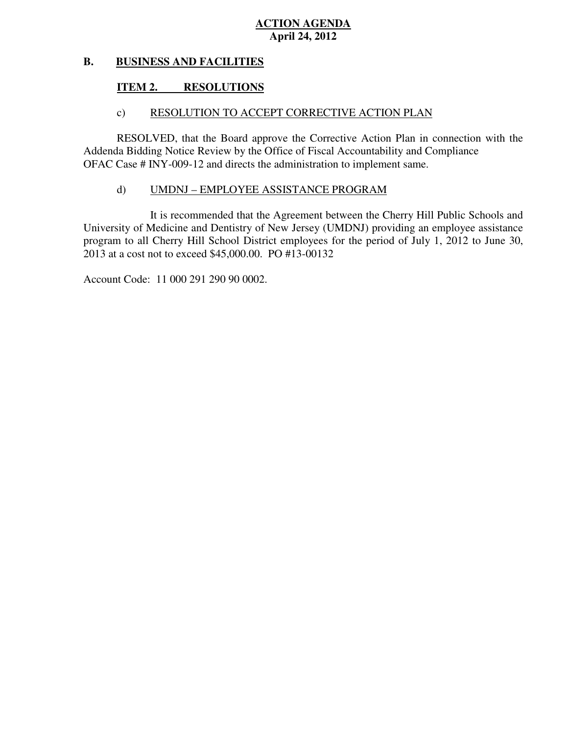**ACTION AGENDA**
**April 24, 2012**

## B. BUSINESS AND FACILITIES

### ITEM 2. RESOLUTIONS

c) RESOLUTION TO ACCEPT CORRECTIVE ACTION PLAN

RESOLVED, that the Board approve the Corrective Action Plan in connection with the Addenda Bidding Notice Review by the Office of Fiscal Accountability and Compliance OFAC Case # INY-009-12 and directs the administration to implement same.

d) UMDNJ – EMPLOYEE ASSISTANCE PROGRAM

It is recommended that the Agreement between the Cherry Hill Public Schools and University of Medicine and Dentistry of New Jersey (UMDNJ) providing an employee assistance program to all Cherry Hill School District employees for the period of July 1, 2012 to June 30, 2013 at a cost not to exceed $45,000.00. PO #13-00132

Account Code: 11 000 291 290 90 0002.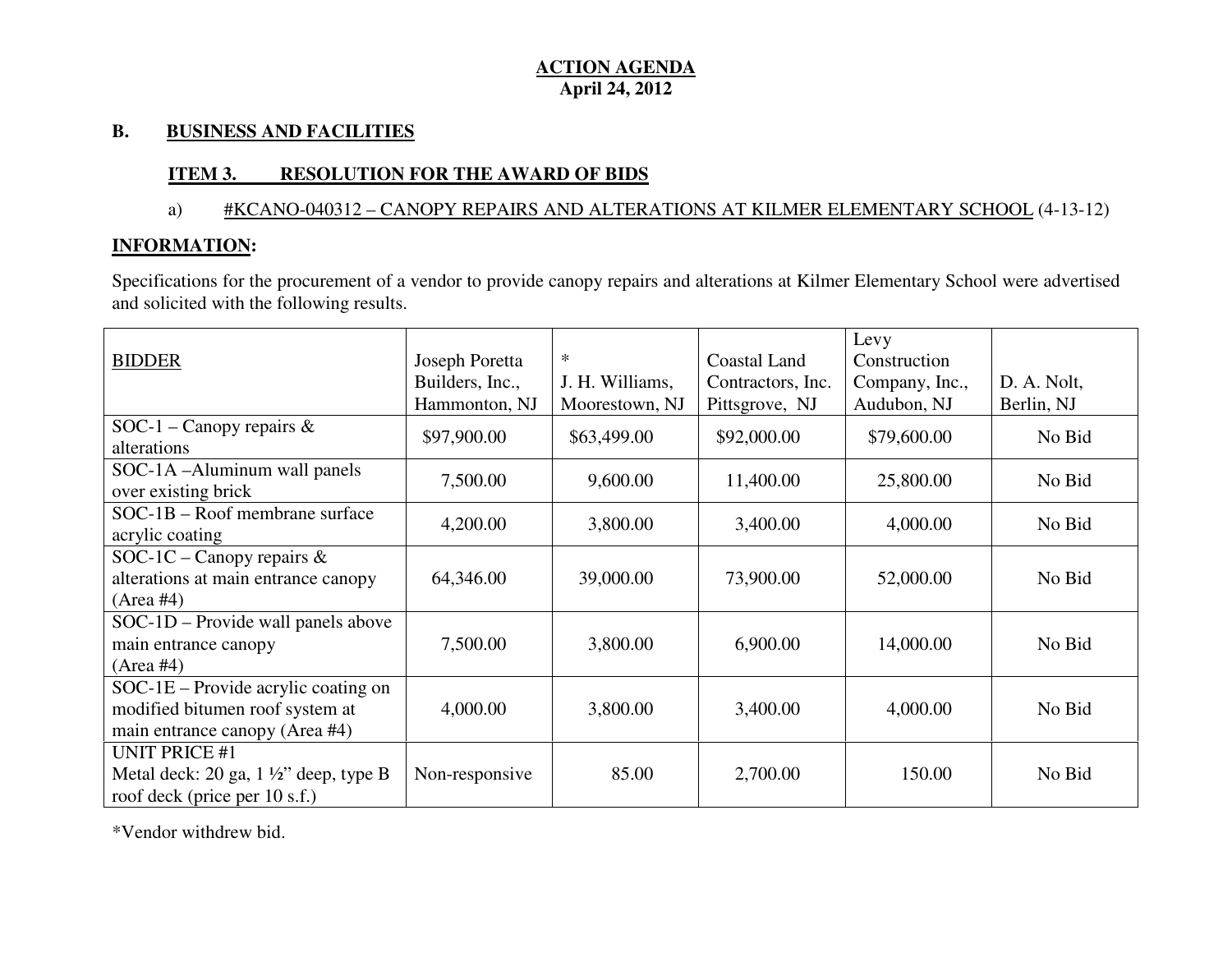**ACTION AGENDA**
**April 24, 2012**

## B. BUSINESS AND FACILITIES

### ITEM 3. RESOLUTION FOR THE AWARD OF BIDS

a) #KCANO-040312 – CANOPY REPAIRS AND ALTERATIONS AT KILMER ELEMENTARY SCHOOL (4-13-12)

**INFORMATION:**

Specifications for the procurement of a vendor to provide canopy repairs and alterations at Kilmer Elementary School were advertised and solicited with the following results.

| BIDDER | Joseph Poretta Builders, Inc., Hammonton, NJ | * J. H. Williams, Moorestown, NJ | Coastal Land Contractors, Inc. Pittsgrove, NJ | Levy Construction Company, Inc., Audubon, NJ | D. A. Nolt, Berlin, NJ |
|---|---|---|---|---|---|
| SOC-1 – Canopy repairs & alterations | $97,900.00 | $63,499.00 | $92,000.00 | $79,600.00 | No Bid |
| SOC-1A –Aluminum wall panels over existing brick | 7,500.00 | 9,600.00 | 11,400.00 | 25,800.00 | No Bid |
| SOC-1B – Roof membrane surface acrylic coating | 4,200.00 | 3,800.00 | 3,400.00 | 4,000.00 | No Bid |
| SOC-1C – Canopy repairs & alterations at main entrance canopy (Area #4) | 64,346.00 | 39,000.00 | 73,900.00 | 52,000.00 | No Bid |
| SOC-1D – Provide wall panels above main entrance canopy (Area #4) | 7,500.00 | 3,800.00 | 6,900.00 | 14,000.00 | No Bid |
| SOC-1E – Provide acrylic coating on modified bitumen roof system at main entrance canopy (Area #4) | 4,000.00 | 3,800.00 | 3,400.00 | 4,000.00 | No Bid |
| UNIT PRICE #1 Metal deck: 20 ga, 1 ½" deep, type B roof deck (price per 10 s.f.) | Non-responsive | 85.00 | 2,700.00 | 150.00 | No Bid |

*Vendor withdrew bid.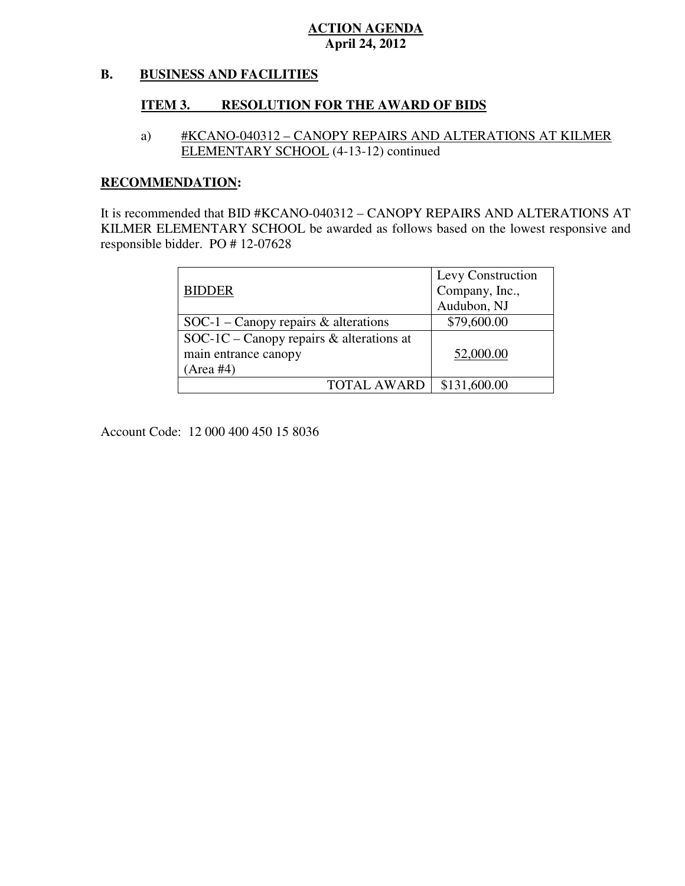**ACTION AGENDA**
**April 24, 2012**

## B. BUSINESS AND FACILITIES

### ITEM 3. RESOLUTION FOR THE AWARD OF BIDS

a) #KCANO-040312 – CANOPY REPAIRS AND ALTERATIONS AT KILMER ELEMENTARY SCHOOL (4-13-12) continued

**RECOMMENDATION:**

It is recommended that BID #KCANO-040312 – CANOPY REPAIRS AND ALTERATIONS AT KILMER ELEMENTARY SCHOOL be awarded as follows based on the lowest responsive and responsible bidder. PO # 12-07628

| BIDDER | Levy Construction Company, Inc., Audubon, NJ |
|---|---|
| SOC-1 – Canopy repairs & alterations | $79,600.00 |
| SOC-1C – Canopy repairs & alterations at main entrance canopy (Area #4) | 52,000.00 |
| TOTAL AWARD | $131,600.00 |

Account Code: 12 000 400 450 15 8036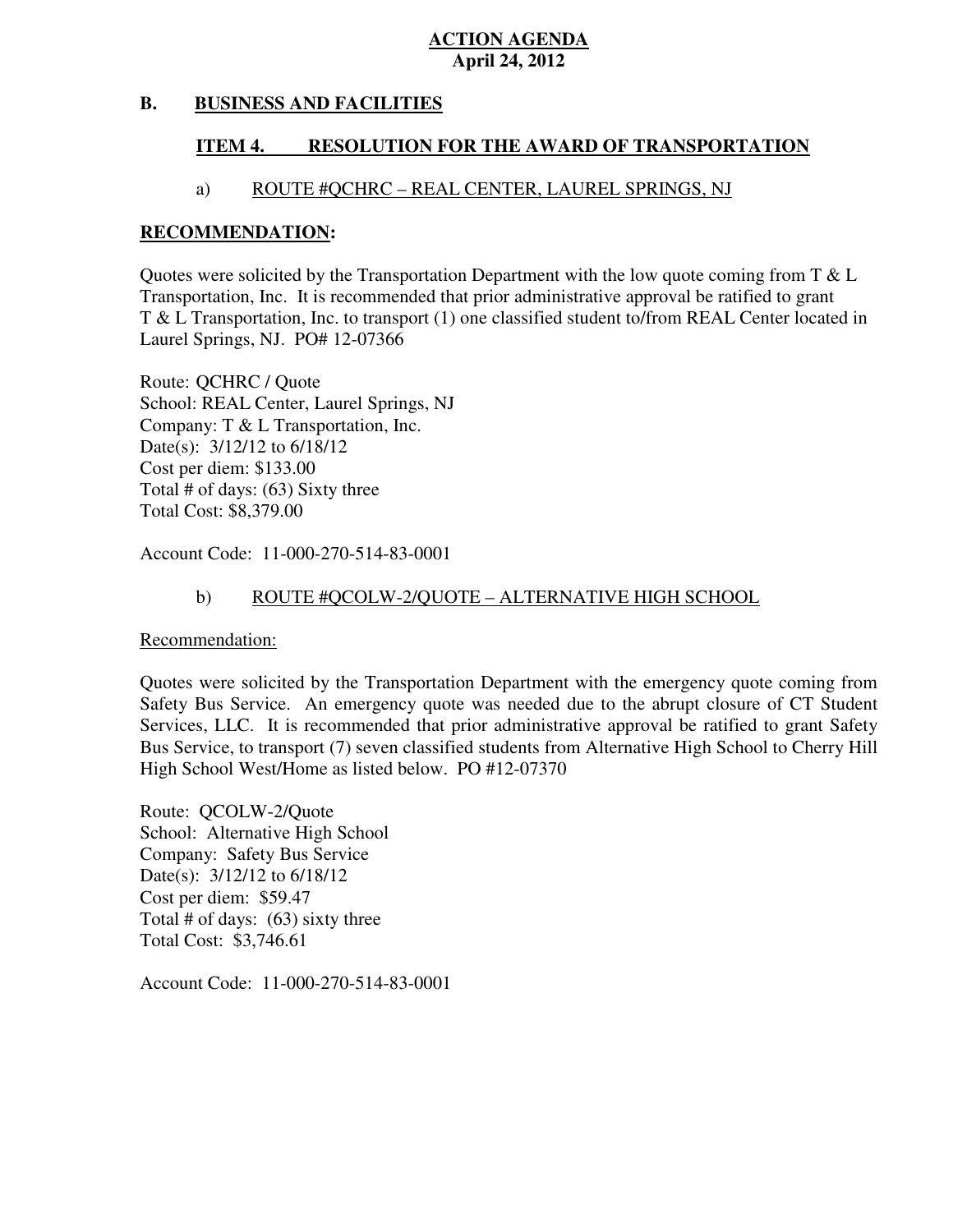**ACTION AGENDA**
**April 24, 2012**

## B. BUSINESS AND FACILITIES

### ITEM 4. RESOLUTION FOR THE AWARD OF TRANSPORTATION

#### a) ROUTE #QCHRC – REAL CENTER, LAUREL SPRINGS, NJ

**RECOMMENDATION:**

Quotes were solicited by the Transportation Department with the low quote coming from T & L Transportation, Inc. It is recommended that prior administrative approval be ratified to grant T & L Transportation, Inc. to transport (1) one classified student to/from REAL Center located in Laurel Springs, NJ. PO# 12-07366

Route: QCHRC / Quote
School: REAL Center, Laurel Springs, NJ
Company: T & L Transportation, Inc.
Date(s): 3/12/12 to 6/18/12
Cost per diem: $133.00
Total # of days: (63) Sixty three
Total Cost: $8,379.00

Account Code: 11-000-270-514-83-0001

#### b) ROUTE #QCOLW-2/QUOTE – ALTERNATIVE HIGH SCHOOL

Recommendation:

Quotes were solicited by the Transportation Department with the emergency quote coming from Safety Bus Service. An emergency quote was needed due to the abrupt closure of CT Student Services, LLC. It is recommended that prior administrative approval be ratified to grant Safety Bus Service, to transport (7) seven classified students from Alternative High School to Cherry Hill High School West/Home as listed below. PO #12-07370

Route: QCOLW-2/Quote
School: Alternative High School
Company: Safety Bus Service
Date(s): 3/12/12 to 6/18/12
Cost per diem: $59.47
Total # of days: (63) sixty three
Total Cost: $3,746.61

Account Code: 11-000-270-514-83-0001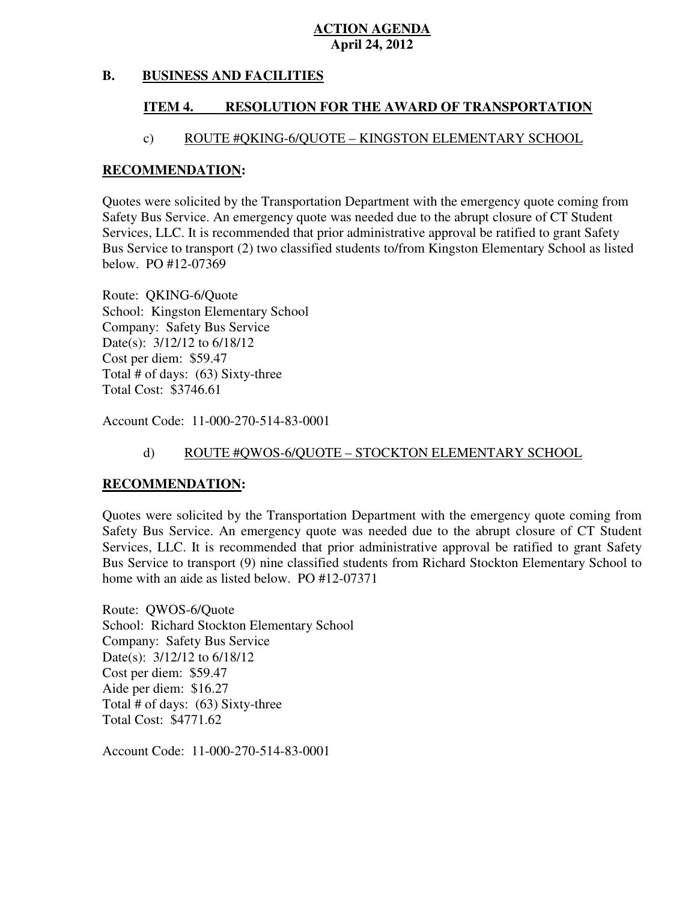# ACTION AGENDA
**April 24, 2012**

## B. BUSINESS AND FACILITIES

### ITEM 4. RESOLUTION FOR THE AWARD OF TRANSPORTATION

#### c) ROUTE #QKING-6/QUOTE – KINGSTON ELEMENTARY SCHOOL

**RECOMMENDATION:**

Quotes were solicited by the Transportation Department with the emergency quote coming from Safety Bus Service. An emergency quote was needed due to the abrupt closure of CT Student Services, LLC. It is recommended that prior administrative approval be ratified to grant Safety Bus Service to transport (2) two classified students to/from Kingston Elementary School as listed below. PO #12-07369

Route: QKING-6/Quote
School: Kingston Elementary School
Company: Safety Bus Service
Date(s): 3/12/12 to 6/18/12
Cost per diem: $59.47
Total # of days: (63) Sixty-three
Total Cost: $3746.61

Account Code: 11-000-270-514-83-0001

#### d) ROUTE #QWOS-6/QUOTE – STOCKTON ELEMENTARY SCHOOL

**RECOMMENDATION:**

Quotes were solicited by the Transportation Department with the emergency quote coming from Safety Bus Service. An emergency quote was needed due to the abrupt closure of CT Student Services, LLC. It is recommended that prior administrative approval be ratified to grant Safety Bus Service to transport (9) nine classified students from Richard Stockton Elementary School to home with an aide as listed below. PO #12-07371

Route: QWOS-6/Quote
School: Richard Stockton Elementary School
Company: Safety Bus Service
Date(s): 3/12/12 to 6/18/12
Cost per diem: $59.47
Aide per diem: $16.27
Total # of days: (63) Sixty-three
Total Cost: $4771.62

Account Code: 11-000-270-514-83-0001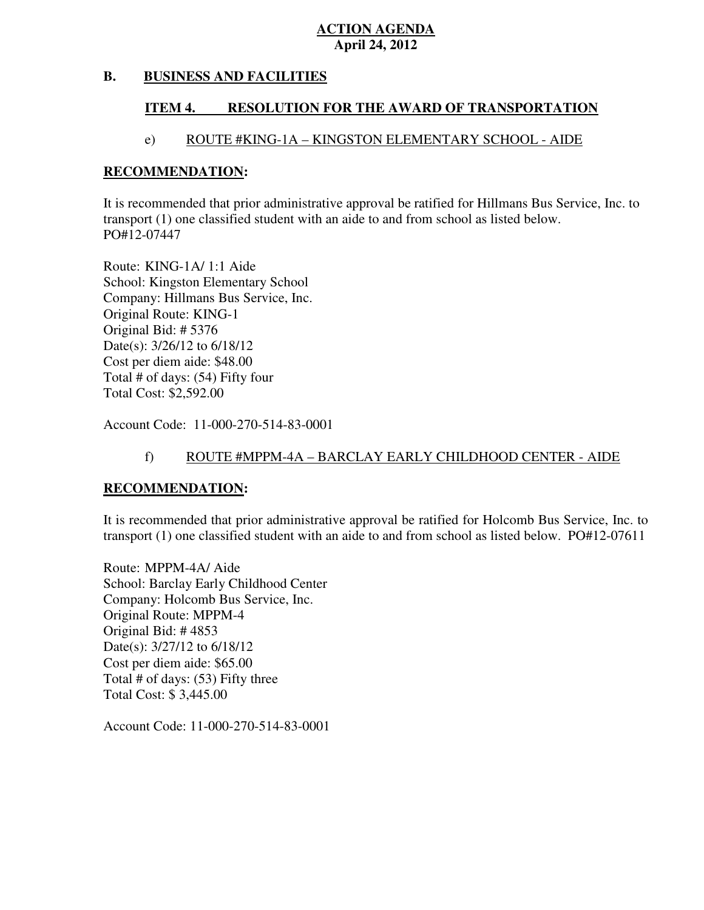**ACTION AGENDA**
**April 24, 2012**

## B. BUSINESS AND FACILITIES

### ITEM 4. RESOLUTION FOR THE AWARD OF TRANSPORTATION

#### e) ROUTE #KING-1A – KINGSTON ELEMENTARY SCHOOL - AIDE

**RECOMMENDATION:**

It is recommended that prior administrative approval be ratified for Hillmans Bus Service, Inc. to transport (1) one classified student with an aide to and from school as listed below.
PO#12-07447

Route: KING-1A/ 1:1 Aide
School: Kingston Elementary School
Company: Hillmans Bus Service, Inc.
Original Route: KING-1
Original Bid: # 5376
Date(s): 3/26/12 to 6/18/12
Cost per diem aide: $48.00
Total # of days: (54) Fifty four
Total Cost: $2,592.00

Account Code: 11-000-270-514-83-0001

#### f) ROUTE #MPPM-4A – BARCLAY EARLY CHILDHOOD CENTER - AIDE

**RECOMMENDATION:**

It is recommended that prior administrative approval be ratified for Holcomb Bus Service, Inc. to transport (1) one classified student with an aide to and from school as listed below. PO#12-07611

Route: MPPM-4A/ Aide
School: Barclay Early Childhood Center
Company: Holcomb Bus Service, Inc.
Original Route: MPPM-4
Original Bid: # 4853
Date(s): 3/27/12 to 6/18/12
Cost per diem aide: $65.00
Total # of days: (53) Fifty three
Total Cost: $ 3,445.00

Account Code: 11-000-270-514-83-0001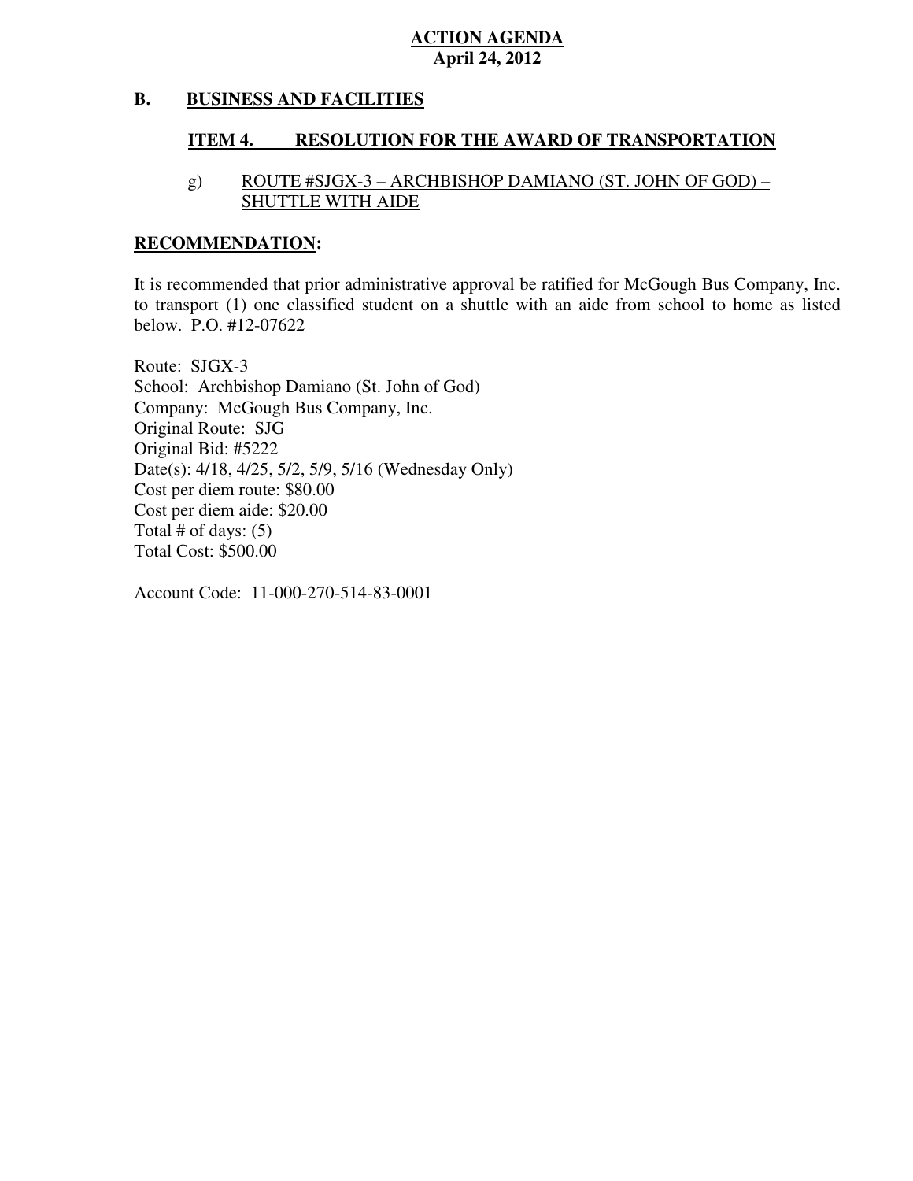**ACTION AGENDA**
**April 24, 2012**

## B. BUSINESS AND FACILITIES

### ITEM 4. RESOLUTION FOR THE AWARD OF TRANSPORTATION

g) ROUTE #SJGX-3 – ARCHBISHOP DAMIANO (ST. JOHN OF GOD) – SHUTTLE WITH AIDE

**RECOMMENDATION:**

It is recommended that prior administrative approval be ratified for McGough Bus Company, Inc. to transport (1) one classified student on a shuttle with an aide from school to home as listed below. P.O. #12-07622

Route: SJGX-3
School: Archbishop Damiano (St. John of God)
Company: McGough Bus Company, Inc.
Original Route: SJG
Original Bid: #5222
Date(s): 4/18, 4/25, 5/2, 5/9, 5/16 (Wednesday Only)
Cost per diem route: $80.00
Cost per diem aide: $20.00
Total # of days: (5)
Total Cost: $500.00

Account Code: 11-000-270-514-83-0001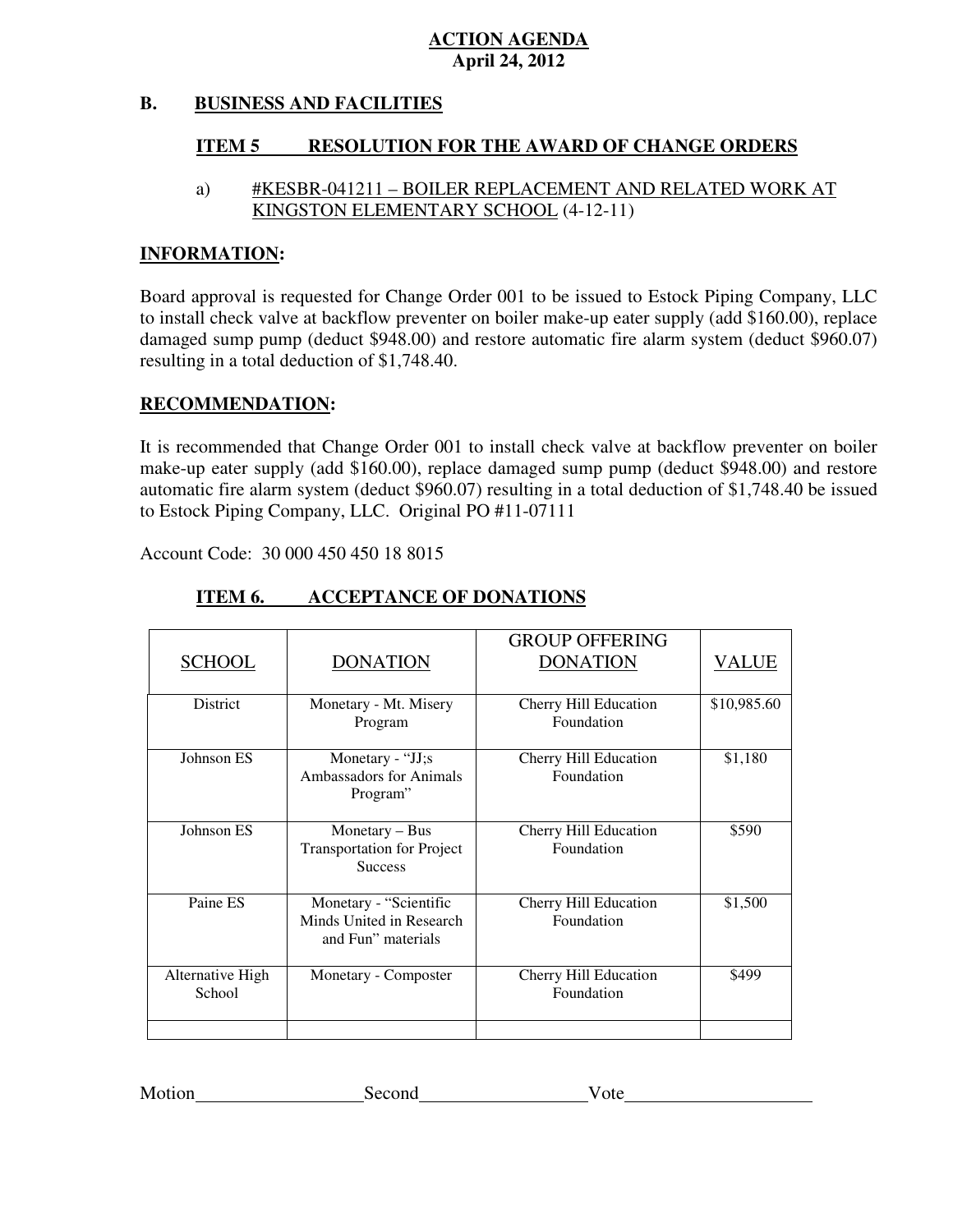**ACTION AGENDA**
**April 24, 2012**

## B. BUSINESS AND FACILITIES

### ITEM 5 RESOLUTION FOR THE AWARD OF CHANGE ORDERS

a) #KESBR-041211 – BOILER REPLACEMENT AND RELATED WORK AT KINGSTON ELEMENTARY SCHOOL (4-12-11)

**INFORMATION:**

Board approval is requested for Change Order 001 to be issued to Estock Piping Company, LLC to install check valve at backflow preventer on boiler make-up eater supply (add $160.00), replace damaged sump pump (deduct $948.00) and restore automatic fire alarm system (deduct $960.07) resulting in a total deduction of $1,748.40.

**RECOMMENDATION:**

It is recommended that Change Order 001 to install check valve at backflow preventer on boiler make-up eater supply (add $160.00), replace damaged sump pump (deduct $948.00) and restore automatic fire alarm system (deduct $960.07) resulting in a total deduction of $1,748.40 be issued to Estock Piping Company, LLC. Original PO #11-07111

Account Code: 30 000 450 450 18 8015

### ITEM 6. ACCEPTANCE OF DONATIONS

| SCHOOL | DONATION | GROUP OFFERING DONATION | VALUE |
|---|---|---|---|
| District | Monetary - Mt. Misery Program | Cherry Hill Education Foundation | $10,985.60 |
| Johnson ES | Monetary - "JJ;s Ambassadors for Animals Program" | Cherry Hill Education Foundation | $1,180 |
| Johnson ES | Monetary – Bus Transportation for Project Success | Cherry Hill Education Foundation | $590 |
| Paine ES | Monetary - "Scientific Minds United in Research and Fun" materials | Cherry Hill Education Foundation | $1,500 |
| Alternative High School | Monetary - Composter | Cherry Hill Education Foundation | $499 |
| | | | |

Motion__________________Second__________________Vote____________________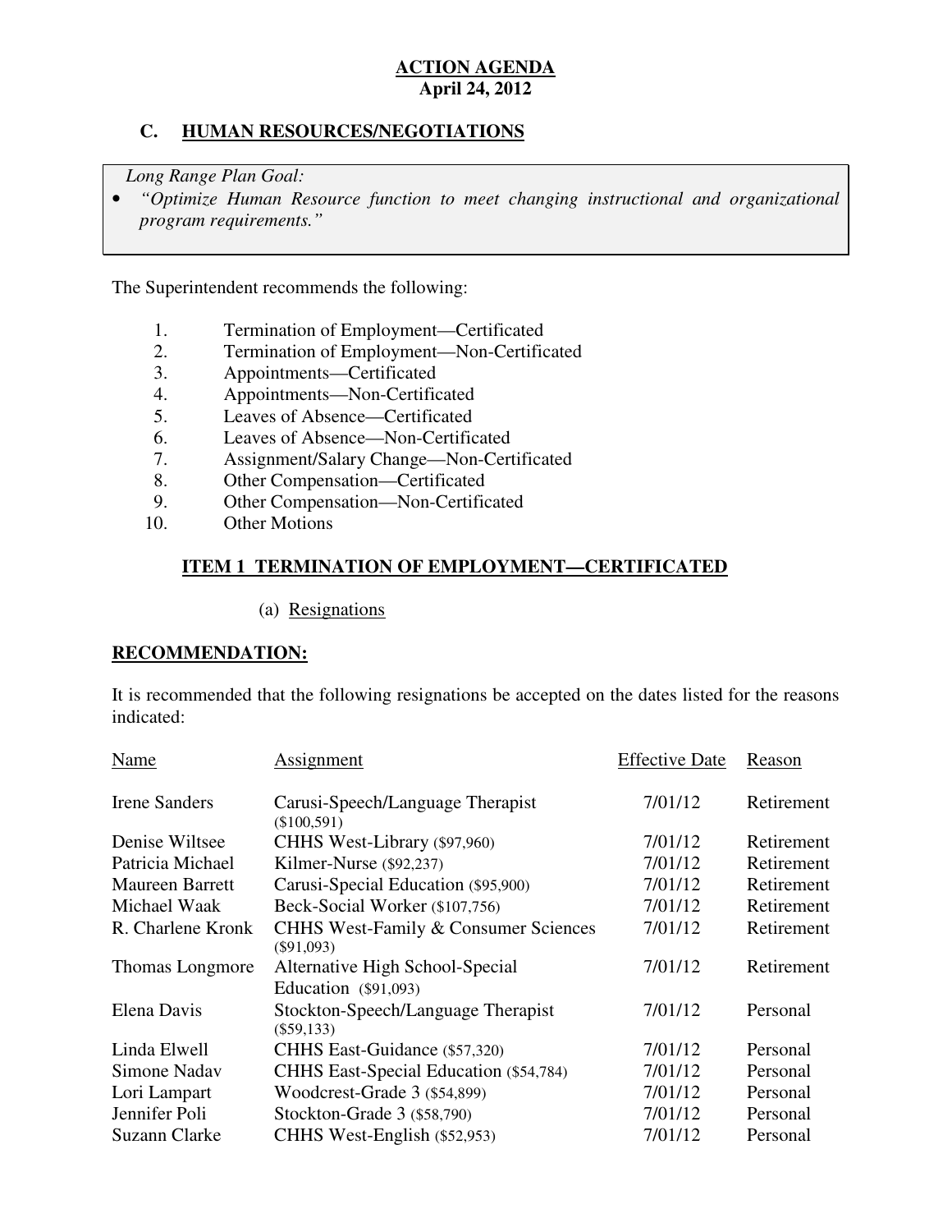**ACTION AGENDA**
**April 24, 2012**

## C. HUMAN RESOURCES/NEGOTIATIONS

*Long Range Plan Goal:*

- *"Optimize Human Resource function to meet changing instructional and organizational program requirements."*

The Superintendent recommends the following:

1. Termination of Employment—Certificated
2. Termination of Employment—Non-Certificated
3. Appointments—Certificated
4. Appointments—Non-Certificated
5. Leaves of Absence—Certificated
6. Leaves of Absence—Non-Certificated
7. Assignment/Salary Change—Non-Certificated
8. Other Compensation—Certificated
9. Other Compensation—Non-Certificated
10. Other Motions

### ITEM 1 TERMINATION OF EMPLOYMENT—CERTIFICATED

(a) Resignations

**RECOMMENDATION:**

It is recommended that the following resignations be accepted on the dates listed for the reasons indicated:

| Name | Assignment | Effective Date | Reason |
|---|---|---|---|
| Irene Sanders | Carusi-Speech/Language Therapist ($100,591) | 7/01/12 | Retirement |
| Denise Wiltsee | CHHS West-Library ($97,960) | 7/01/12 | Retirement |
| Patricia Michael | Kilmer-Nurse ($92,237) | 7/01/12 | Retirement |
| Maureen Barrett | Carusi-Special Education ($95,900) | 7/01/12 | Retirement |
| Michael Waak | Beck-Social Worker ($107,756) | 7/01/12 | Retirement |
| R. Charlene Kronk | CHHS West-Family & Consumer Sciences ($91,093) | 7/01/12 | Retirement |
| Thomas Longmore | Alternative High School-Special Education ($91,093) | 7/01/12 | Retirement |
| Elena Davis | Stockton-Speech/Language Therapist ($59,133) | 7/01/12 | Personal |
| Linda Elwell | CHHS East-Guidance ($57,320) | 7/01/12 | Personal |
| Simone Nadav | CHHS East-Special Education ($54,784) | 7/01/12 | Personal |
| Lori Lampart | Woodcrest-Grade 3 ($54,899) | 7/01/12 | Personal |
| Jennifer Poli | Stockton-Grade 3 ($58,790) | 7/01/12 | Personal |
| Suzann Clarke | CHHS West-English ($52,953) | 7/01/12 | Personal |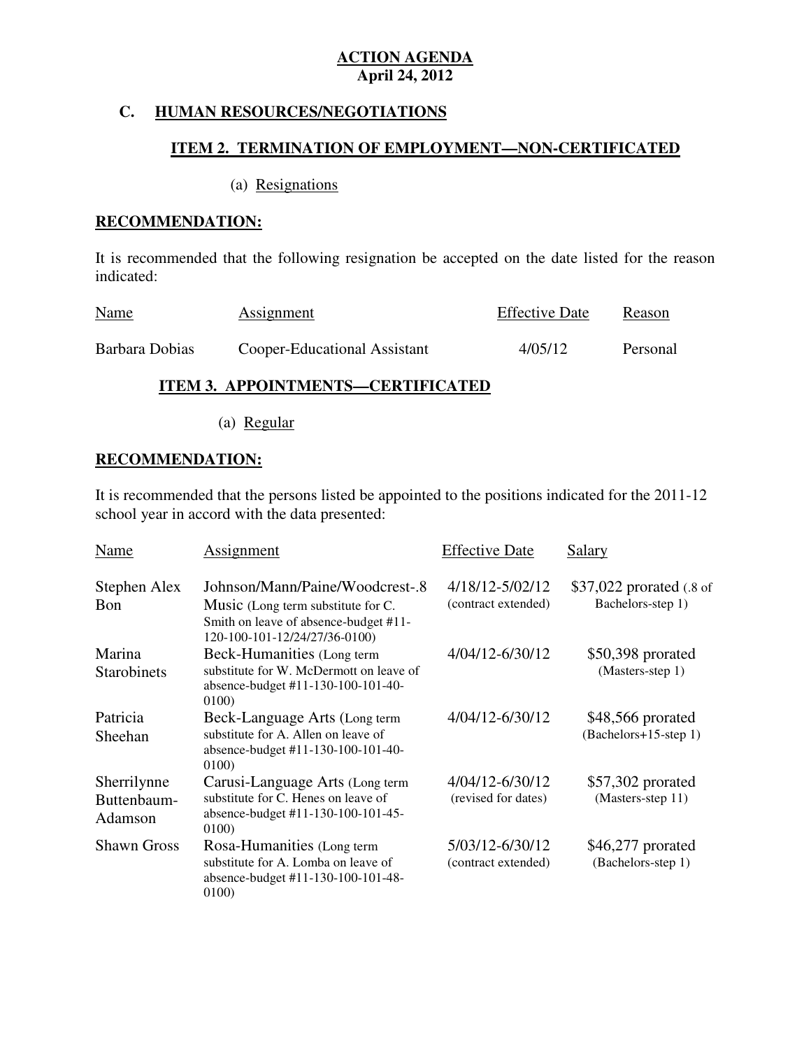**ACTION AGENDA**
**April 24, 2012**

## C. HUMAN RESOURCES/NEGOTIATIONS

### ITEM 2. TERMINATION OF EMPLOYMENT—NON-CERTIFICATED

(a) Resignations

**RECOMMENDATION:**

It is recommended that the following resignation be accepted on the date listed for the reason indicated:

| Name | Assignment | Effective Date | Reason |
|---|---|---|---|
| Barbara Dobias | Cooper-Educational Assistant | 4/05/12 | Personal |

### ITEM 3. APPOINTMENTS—CERTIFICATED

(a) Regular

**RECOMMENDATION:**

It is recommended that the persons listed be appointed to the positions indicated for the 2011-12 school year in accord with the data presented:

| Name | Assignment | Effective Date | Salary |
|---|---|---|---|
| Stephen Alex Bon | Johnson/Mann/Paine/Woodcrest-.8 Music (Long term substitute for C. Smith on leave of absence-budget #11-120-100-101-12/24/27/36-0100) | 4/18/12-5/02/12 (contract extended) | $37,022 prorated (.8 of Bachelors-step 1) |
| Marina Starobinets | Beck-Humanities (Long term substitute for W. McDermott on leave of absence-budget #11-130-100-101-40-0100) | 4/04/12-6/30/12 | $50,398 prorated (Masters-step 1) |
| Patricia Sheehan | Beck-Language Arts (Long term substitute for A. Allen on leave of absence-budget #11-130-100-101-40-0100) | 4/04/12-6/30/12 | $48,566 prorated (Bachelors+15-step 1) |
| Sherrilynne Buttenbaum-Adamson | Carusi-Language Arts (Long term substitute for C. Henes on leave of absence-budget #11-130-100-101-45-0100) | 4/04/12-6/30/12 (revised for dates) | $57,302 prorated (Masters-step 11) |
| Shawn Gross | Rosa-Humanities (Long term substitute for A. Lomba on leave of absence-budget #11-130-100-101-48-0100) | 5/03/12-6/30/12 (contract extended) | $46,277 prorated (Bachelors-step 1) |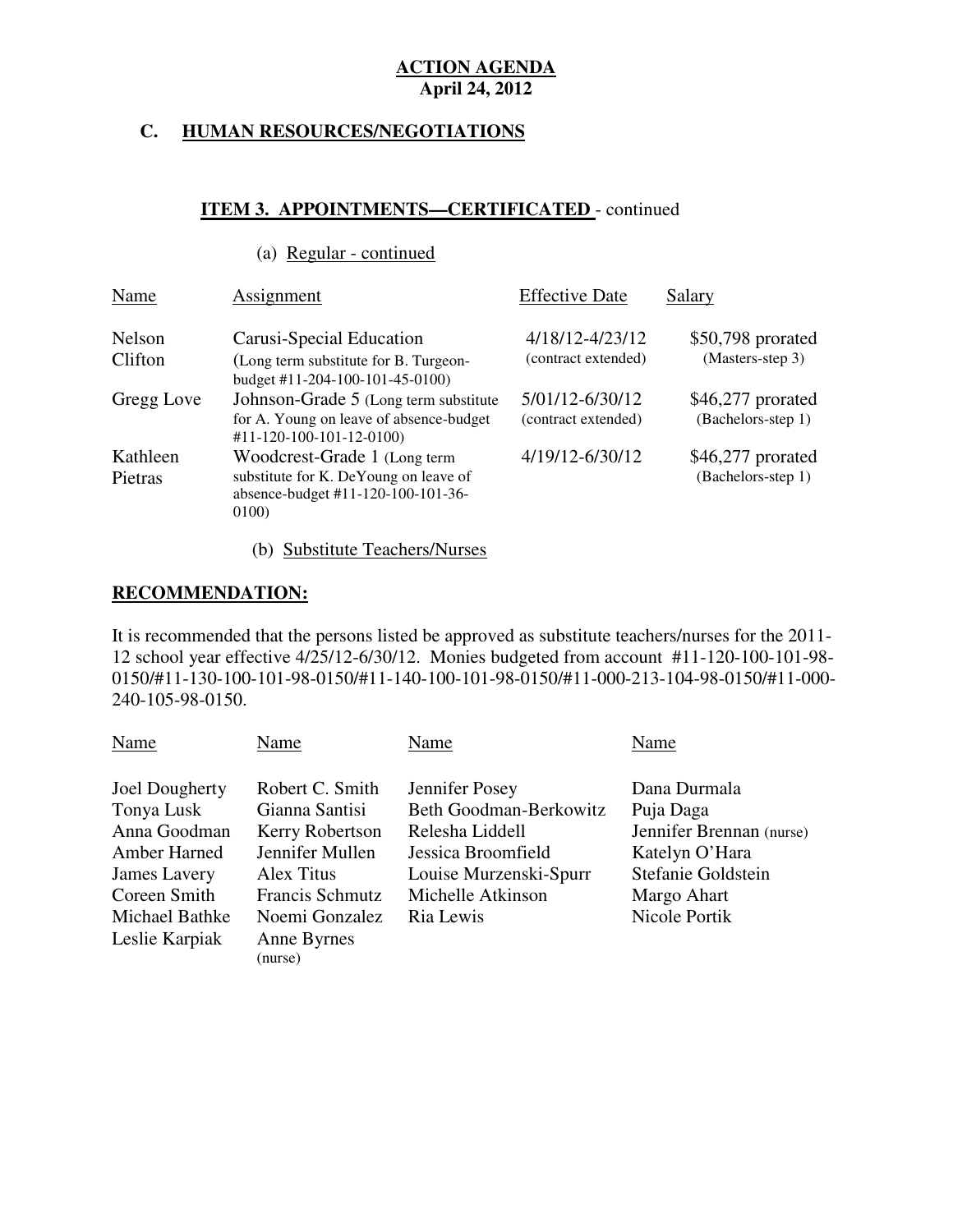**ACTION AGENDA**
**April 24, 2012**

## C. HUMAN RESOURCES/NEGOTIATIONS

### ITEM 3. APPOINTMENTS—CERTIFICATED - continued

(a) Regular - continued

| Name | Assignment | Effective Date | Salary |
|---|---|---|---|
| Nelson Clifton | Carusi-Special Education (Long term substitute for B. Turgeon-budget #11-204-100-101-45-0100) | 4/18/12-4/23/12 (contract extended) | $50,798 prorated (Masters-step 3) |
| Gregg Love | Johnson-Grade 5 (Long term substitute for A. Young on leave of absence-budget #11-120-100-101-12-0100) | 5/01/12-6/30/12 (contract extended) | $46,277 prorated (Bachelors-step 1) |
| Kathleen Pietras | Woodcrest-Grade 1 (Long term substitute for K. DeYoung on leave of absence-budget #11-120-100-101-36-0100) | 4/19/12-6/30/12 | $46,277 prorated (Bachelors-step 1) |

(b) Substitute Teachers/Nurses

**RECOMMENDATION:**

It is recommended that the persons listed be approved as substitute teachers/nurses for the 2011-12 school year effective 4/25/12-6/30/12. Monies budgeted from account #11-120-100-101-98-0150/#11-130-100-101-98-0150/#11-140-100-101-98-0150/#11-000-213-104-98-0150/#11-000-240-105-98-0150.

| Name | Name | Name | Name |
|---|---|---|---|
| Joel Dougherty | Robert C. Smith | Jennifer Posey | Dana Durmala |
| Tonya Lusk | Gianna Santisi | Beth Goodman-Berkowitz | Puja Daga |
| Anna Goodman | Kerry Robertson | Relesha Liddell | Jennifer Brennan (nurse) |
| Amber Harned | Jennifer Mullen | Jessica Broomfield | Katelyn O'Hara |
| James Lavery | Alex Titus | Louise Murzenski-Spurr | Stefanie Goldstein |
| Coreen Smith | Francis Schmutz | Michelle Atkinson | Margo Ahart |
| Michael Bathke | Noemi Gonzalez | Ria Lewis | Nicole Portik |
| Leslie Karpiak | Anne Byrnes (nurse) | | |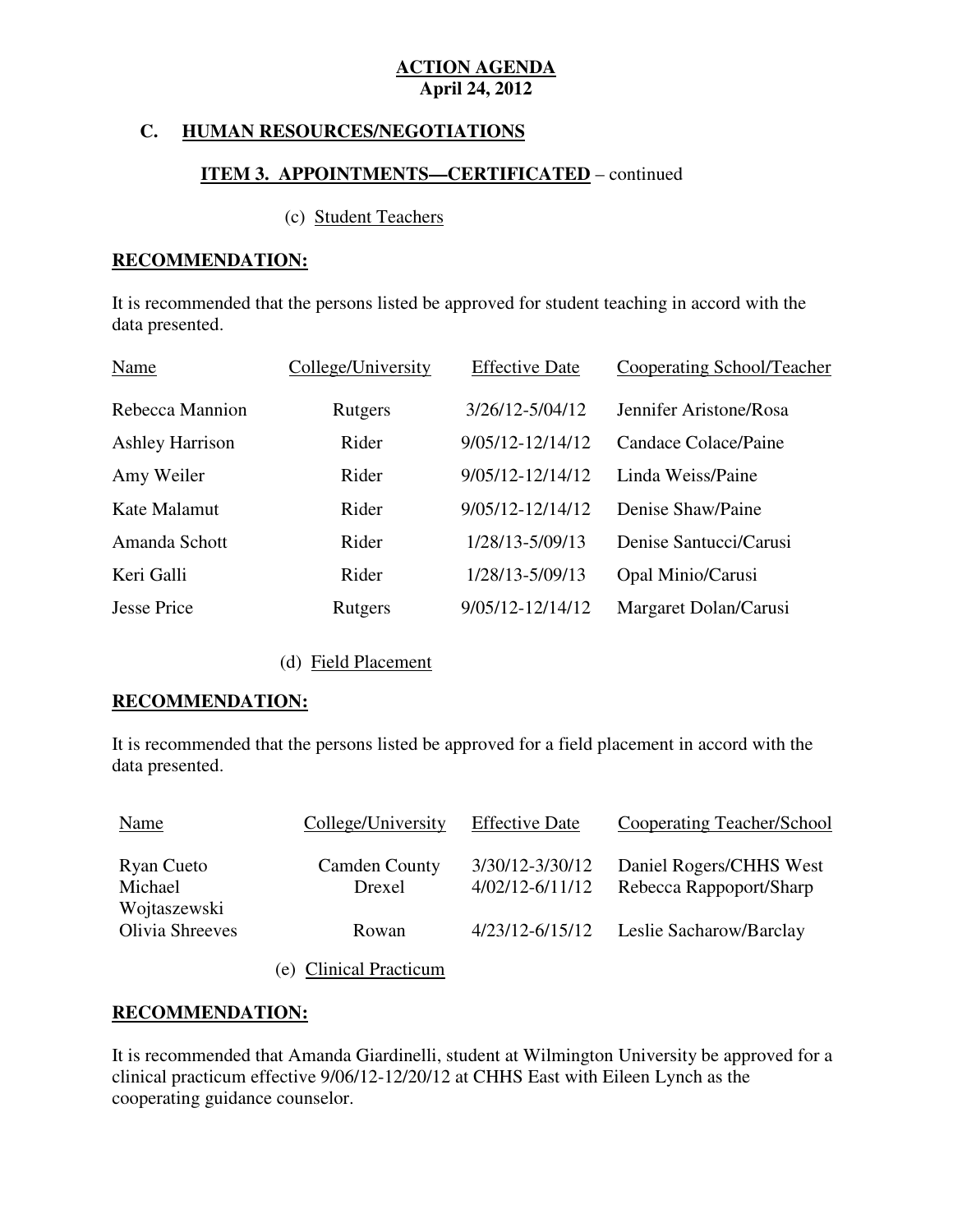**ACTION AGENDA**
**April 24, 2012**

## C. HUMAN RESOURCES/NEGOTIATIONS

### ITEM 3. APPOINTMENTS—CERTIFICATED – continued

(c) Student Teachers

**RECOMMENDATION:**

It is recommended that the persons listed be approved for student teaching in accord with the data presented.

| Name | College/University | Effective Date | Cooperating School/Teacher |
|---|---|---|---|
| Rebecca Mannion | Rutgers | 3/26/12-5/04/12 | Jennifer Aristone/Rosa |
| Ashley Harrison | Rider | 9/05/12-12/14/12 | Candace Colace/Paine |
| Amy Weiler | Rider | 9/05/12-12/14/12 | Linda Weiss/Paine |
| Kate Malamut | Rider | 9/05/12-12/14/12 | Denise Shaw/Paine |
| Amanda Schott | Rider | 1/28/13-5/09/13 | Denise Santucci/Carusi |
| Keri Galli | Rider | 1/28/13-5/09/13 | Opal Minio/Carusi |
| Jesse Price | Rutgers | 9/05/12-12/14/12 | Margaret Dolan/Carusi |

(d) Field Placement

**RECOMMENDATION:**

It is recommended that the persons listed be approved for a field placement in accord with the data presented.

| Name | College/University | Effective Date | Cooperating Teacher/School |
|---|---|---|---|
| Ryan Cueto | Camden County | 3/30/12-3/30/12 | Daniel Rogers/CHHS West |
| Michael Wojtaszewski | Drexel | 4/02/12-6/11/12 | Rebecca Rappoport/Sharp |
| Olivia Shreeves | Rowan | 4/23/12-6/15/12 | Leslie Sacharow/Barclay |

(e) Clinical Practicum

**RECOMMENDATION:**

It is recommended that Amanda Giardinelli, student at Wilmington University be approved for a clinical practicum effective 9/06/12-12/20/12 at CHHS East with Eileen Lynch as the cooperating guidance counselor.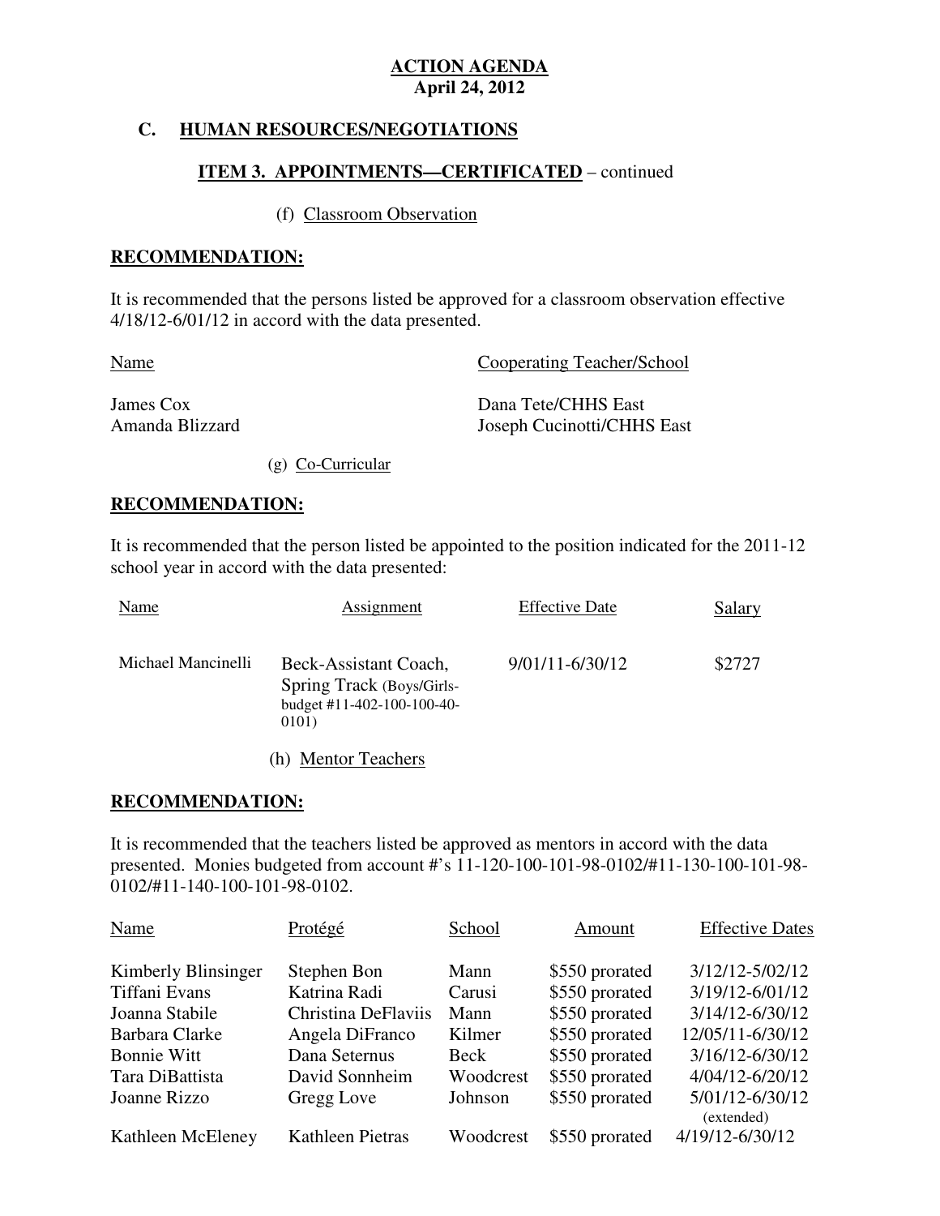**ACTION AGENDA**
**April 24, 2012**

## C. HUMAN RESOURCES/NEGOTIATIONS

### ITEM 3. APPOINTMENTS—CERTIFICATED – continued

(f) Classroom Observation

**RECOMMENDATION:**

It is recommended that the persons listed be approved for a classroom observation effective 4/18/12-6/01/12 in accord with the data presented.

| Name | Cooperating Teacher/School |
|---|---|
| James Cox | Dana Tete/CHHS East |
| Amanda Blizzard | Joseph Cucinotti/CHHS East |

(g) Co-Curricular

**RECOMMENDATION:**

It is recommended that the person listed be appointed to the position indicated for the 2011-12 school year in accord with the data presented:

| Name | Assignment | Effective Date | Salary |
|---|---|---|---|
| Michael Mancinelli | Beck-Assistant Coach, Spring Track (Boys/Girls-budget #11-402-100-100-40-0101) | 9/01/11-6/30/12 | $2727 |

(h) Mentor Teachers

**RECOMMENDATION:**

It is recommended that the teachers listed be approved as mentors in accord with the data presented. Monies budgeted from account #'s 11-120-100-101-98-0102/#11-130-100-101-98-0102/#11-140-100-101-98-0102.

| Name | Protégé | School | Amount | Effective Dates |
|---|---|---|---|---|
| Kimberly Blinsinger | Stephen Bon | Mann | $550 prorated | 3/12/12-5/02/12 |
| Tiffani Evans | Katrina Radi | Carusi | $550 prorated | 3/19/12-6/01/12 |
| Joanna Stabile | Christina DeFlaviis | Mann | $550 prorated | 3/14/12-6/30/12 |
| Barbara Clarke | Angela DiFranco | Kilmer | $550 prorated | 12/05/11-6/30/12 |
| Bonnie Witt | Dana Seternus | Beck | $550 prorated | 3/16/12-6/30/12 |
| Tara DiBattista | David Sonnheim | Woodcrest | $550 prorated | 4/04/12-6/20/12 |
| Joanne Rizzo | Gregg Love | Johnson | $550 prorated | 5/01/12-6/30/12 (extended) |
| Kathleen McEleney | Kathleen Pietras | Woodcrest | $550 prorated | 4/19/12-6/30/12 |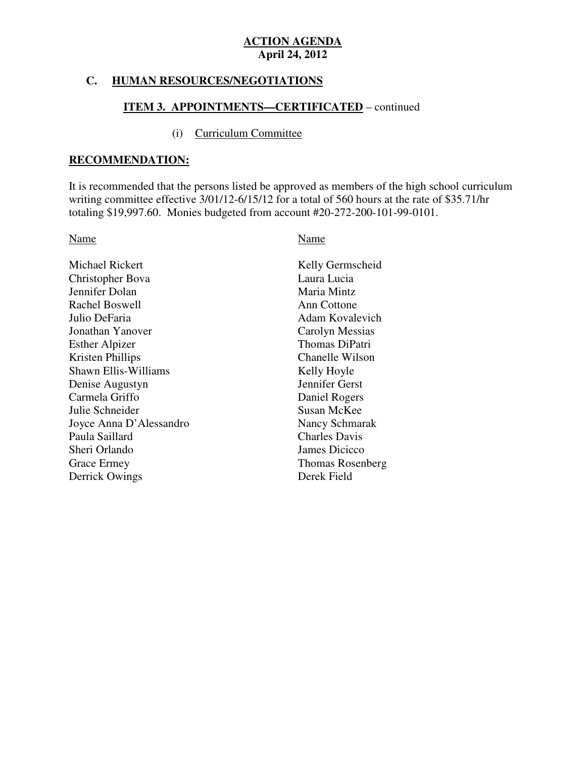**ACTION AGENDA**
**April 24, 2012**

## C. HUMAN RESOURCES/NEGOTIATIONS

### ITEM 3. APPOINTMENTS—CERTIFICATED – continued

(i) Curriculum Committee

**RECOMMENDATION:**

It is recommended that the persons listed be approved as members of the high school curriculum writing committee effective 3/01/12-6/15/12 for a total of 560 hours at the rate of $35.71/hr totaling $19,997.60. Monies budgeted from account #20-272-200-101-99-0101.

| Name | Name |
|---|---|
| Michael Rickert | Kelly Germscheid |
| Christopher Bova | Laura Lucia |
| Jennifer Dolan | Maria Mintz |
| Rachel Boswell | Ann Cottone |
| Julio DeFaria | Adam Kovalevich |
| Jonathan Yanover | Carolyn Messias |
| Esther Alpizer | Thomas DiPatri |
| Kristen Phillips | Chanelle Wilson |
| Shawn Ellis-Williams | Kelly Hoyle |
| Denise Augustyn | Jennifer Gerst |
| Carmela Griffo | Daniel Rogers |
| Julie Schneider | Susan McKee |
| Joyce Anna D'Alessandro | Nancy Schmarak |
| Paula Saillard | Charles Davis |
| Sheri Orlando | James Dicicco |
| Grace Ermey | Thomas Rosenberg |
| Derrick Owings | Derek Field |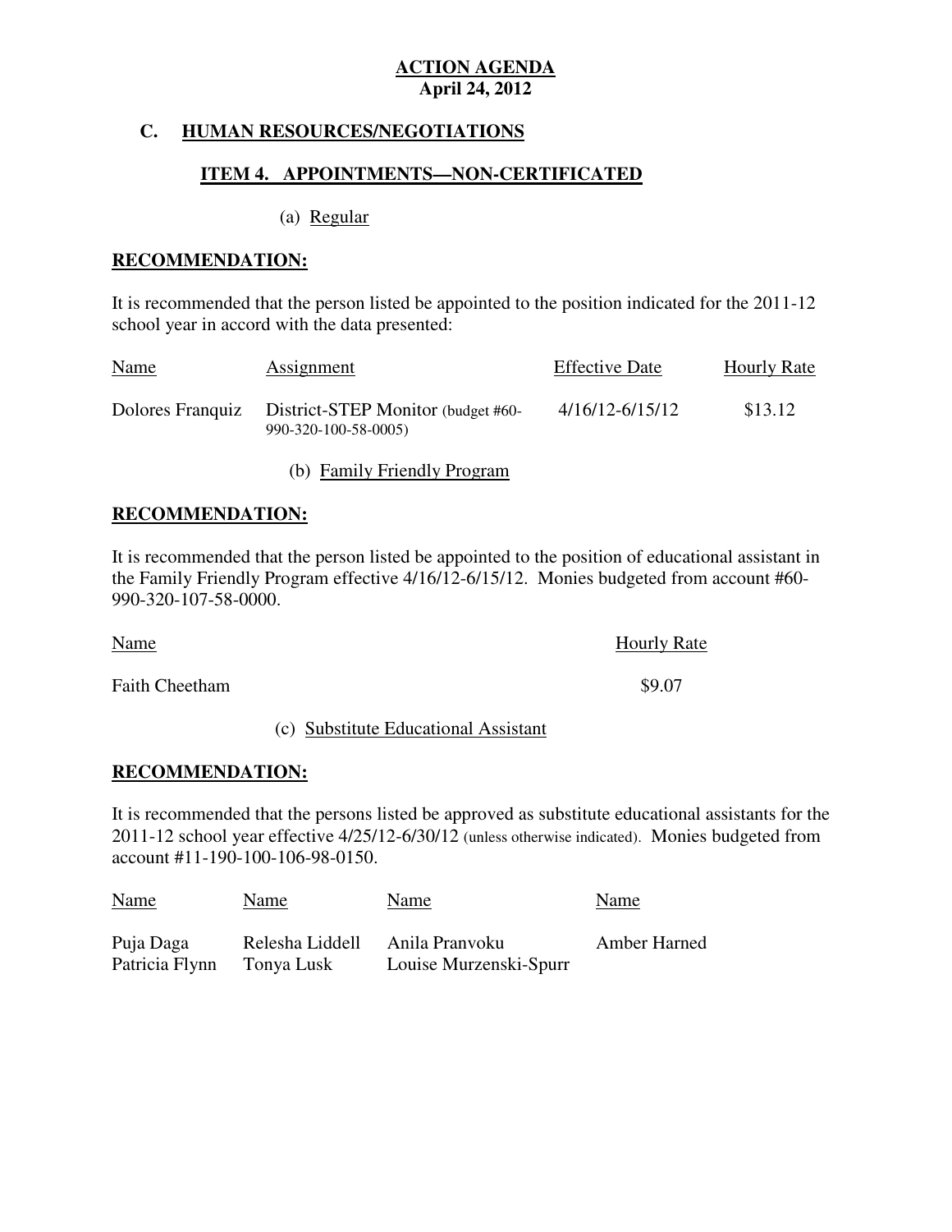**ACTION AGENDA**
**April 24, 2012**

## C. HUMAN RESOURCES/NEGOTIATIONS

### ITEM 4. APPOINTMENTS—NON-CERTIFICATED

(a) Regular

**RECOMMENDATION:**

It is recommended that the person listed be appointed to the position indicated for the 2011-12 school year in accord with the data presented:

| Name | Assignment | Effective Date | Hourly Rate |
|---|---|---|---|
| Dolores Franquiz | District-STEP Monitor (budget #60-990-320-100-58-0005) | 4/16/12-6/15/12 | $13.12 |

(b) Family Friendly Program

**RECOMMENDATION:**

It is recommended that the person listed be appointed to the position of educational assistant in the Family Friendly Program effective 4/16/12-6/15/12. Monies budgeted from account #60-990-320-107-58-0000.

| Name | Hourly Rate |
|---|---|
| Faith Cheetham | $9.07 |

(c) Substitute Educational Assistant

**RECOMMENDATION:**

It is recommended that the persons listed be approved as substitute educational assistants for the 2011-12 school year effective 4/25/12-6/30/12 (unless otherwise indicated). Monies budgeted from account #11-190-100-106-98-0150.

| Name | Name | Name | Name |
|---|---|---|---|
| Puja Daga | Relesha Liddell | Anila Pranvoku | Amber Harned |
| Patricia Flynn | Tonya Lusk | Louise Murzenski-Spurr | |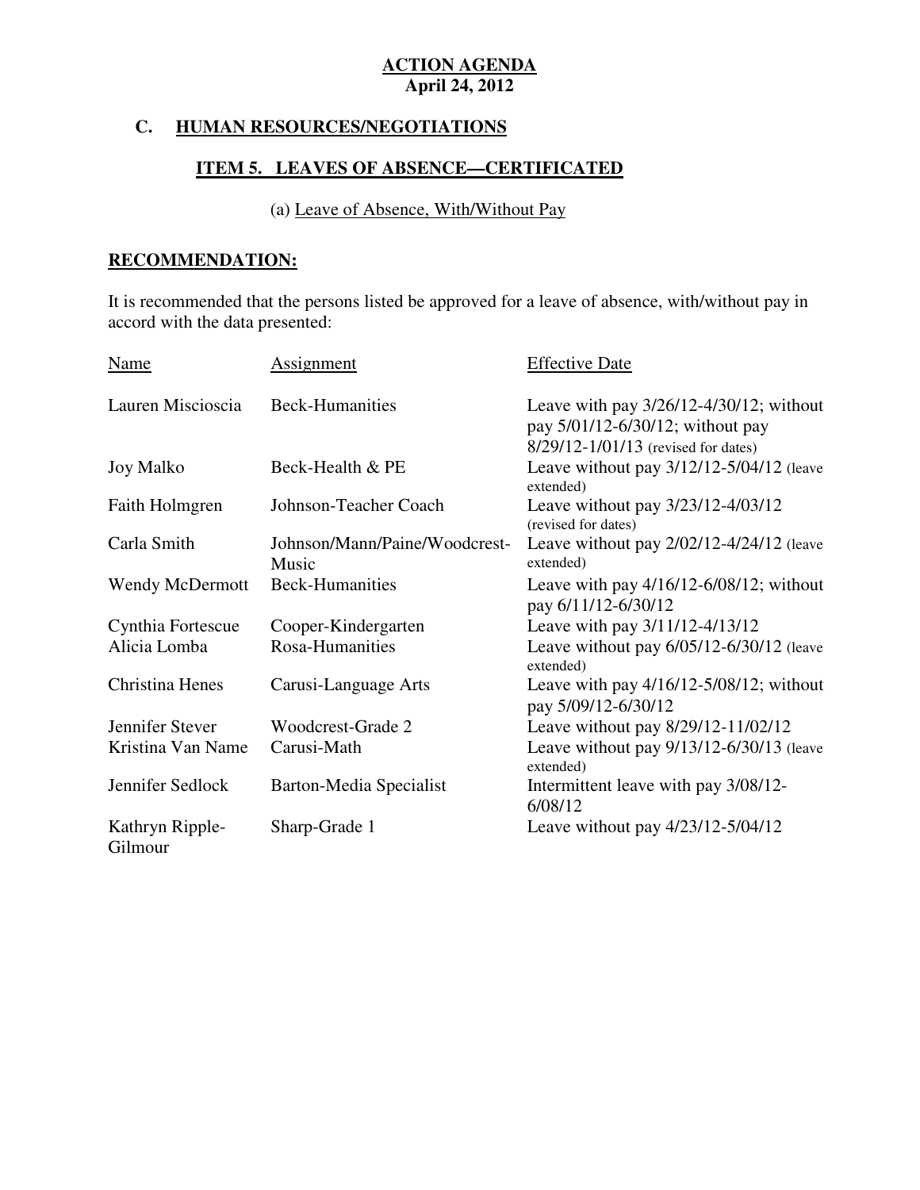**ACTION AGENDA**
**April 24, 2012**

## C. HUMAN RESOURCES/NEGOTIATIONS

### ITEM 5. LEAVES OF ABSENCE—CERTIFICATED

(a) Leave of Absence, With/Without Pay

**RECOMMENDATION:**

It is recommended that the persons listed be approved for a leave of absence, with/without pay in accord with the data presented:

| Name | Assignment | Effective Date |
| --- | --- | --- |
| Lauren Miscioscia | Beck-Humanities | Leave with pay 3/26/12-4/30/12; without pay 5/01/12-6/30/12; without pay 8/29/12-1/01/13 (revised for dates) |
| Joy Malko | Beck-Health & PE | Leave without pay 3/12/12-5/04/12 (leave extended) |
| Faith Holmgren | Johnson-Teacher Coach | Leave without pay 3/23/12-4/03/12 (revised for dates) |
| Carla Smith | Johnson/Mann/Paine/Woodcrest-Music | Leave without pay 2/02/12-4/24/12 (leave extended) |
| Wendy McDermott | Beck-Humanities | Leave with pay 4/16/12-6/08/12; without pay 6/11/12-6/30/12 |
| Cynthia Fortescue | Cooper-Kindergarten | Leave with pay 3/11/12-4/13/12 |
| Alicia Lomba | Rosa-Humanities | Leave without pay 6/05/12-6/30/12 (leave extended) |
| Christina Henes | Carusi-Language Arts | Leave with pay 4/16/12-5/08/12; without pay 5/09/12-6/30/12 |
| Jennifer Stever | Woodcrest-Grade 2 | Leave without pay 8/29/12-11/02/12 |
| Kristina Van Name | Carusi-Math | Leave without pay 9/13/12-6/30/13 (leave extended) |
| Jennifer Sedlock | Barton-Media Specialist | Intermittent leave with pay 3/08/12-6/08/12 |
| Kathryn Ripple-Gilmour | Sharp-Grade 1 | Leave without pay 4/23/12-5/04/12 |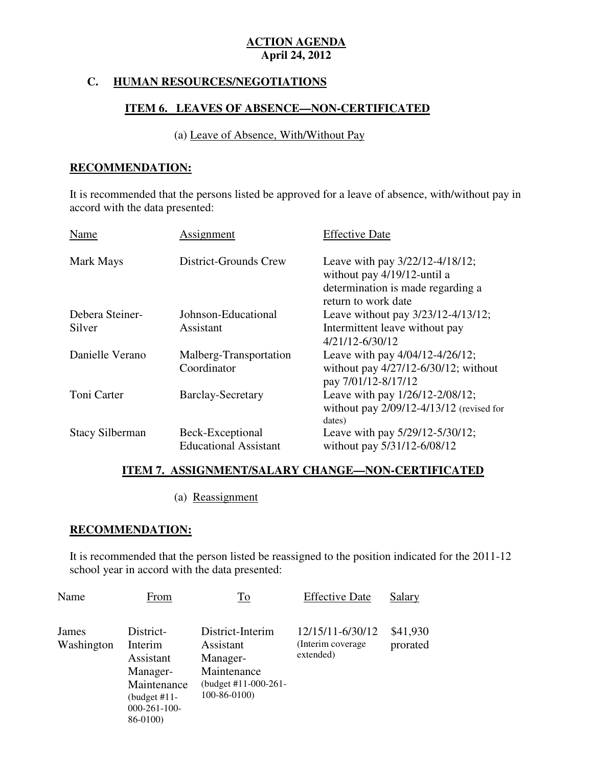**ACTION AGENDA**
**April 24, 2012**

## C. HUMAN RESOURCES/NEGOTIATIONS

### ITEM 6. LEAVES OF ABSENCE—NON-CERTIFICATED

(a) Leave of Absence, With/Without Pay

**RECOMMENDATION:**

It is recommended that the persons listed be approved for a leave of absence, with/without pay in accord with the data presented:

| Name | Assignment | Effective Date |
|---|---|---|
| Mark Mays | District-Grounds Crew | Leave with pay 3/22/12-4/18/12; without pay 4/19/12-until a determination is made regarding a return to work date |
| Debera Steiner-Silver | Johnson-Educational Assistant | Leave without pay 3/23/12-4/13/12; Intermittent leave without pay 4/21/12-6/30/12 |
| Danielle Verano | Malberg-Transportation Coordinator | Leave with pay 4/04/12-4/26/12; without pay 4/27/12-6/30/12; without pay 7/01/12-8/17/12 |
| Toni Carter | Barclay-Secretary | Leave with pay 1/26/12-2/08/12; without pay 2/09/12-4/13/12 (revised for dates) |
| Stacy Silberman | Beck-Exceptional Educational Assistant | Leave with pay 5/29/12-5/30/12; without pay 5/31/12-6/08/12 |

### ITEM 7. ASSIGNMENT/SALARY CHANGE—NON-CERTIFICATED

(a) Reassignment

**RECOMMENDATION:**

It is recommended that the person listed be reassigned to the position indicated for the 2011-12 school year in accord with the data presented:

| Name | From | To | Effective Date | Salary |
|---|---|---|---|---|
| James Washington | District-Interim Assistant Manager-Maintenance (budget #11-000-261-100-86-0100) | District-Interim Assistant Manager-Maintenance (budget #11-000-261-100-86-0100) | 12/15/11-6/30/12 (Interim coverage extended) | $41,930 prorated |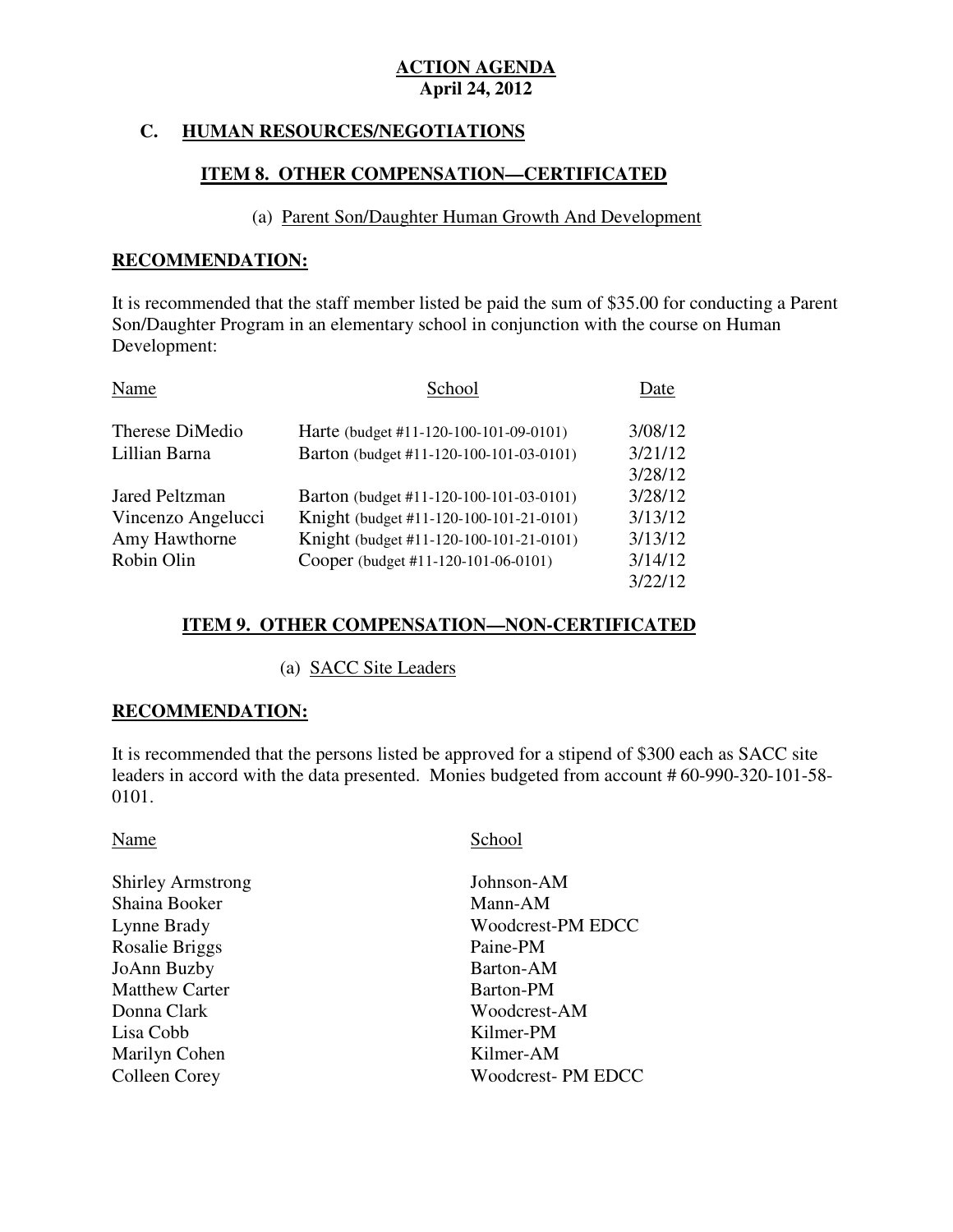**ACTION AGENDA**
**April 24, 2012**

## C. HUMAN RESOURCES/NEGOTIATIONS

### ITEM 8. OTHER COMPENSATION—CERTIFICATED

(a) Parent Son/Daughter Human Growth And Development

**RECOMMENDATION:**

It is recommended that the staff member listed be paid the sum of $35.00 for conducting a Parent Son/Daughter Program in an elementary school in conjunction with the course on Human Development:

| Name | School | Date |
|---|---|---|
| Therese DiMedio | Harte (budget #11-120-100-101-09-0101) | 3/08/12 |
| Lillian Barna | Barton (budget #11-120-100-101-03-0101) | 3/21/12 |
| | | 3/28/12 |
| Jared Peltzman | Barton (budget #11-120-100-101-03-0101) | 3/28/12 |
| Vincenzo Angelucci | Knight (budget #11-120-100-101-21-0101) | 3/13/12 |
| Amy Hawthorne | Knight (budget #11-120-100-101-21-0101) | 3/13/12 |
| Robin Olin | Cooper (budget #11-120-101-06-0101) | 3/14/12 |
| | | 3/22/12 |

### ITEM 9. OTHER COMPENSATION—NON-CERTIFICATED

(a) SACC Site Leaders

**RECOMMENDATION:**

It is recommended that the persons listed be approved for a stipend of $300 each as SACC site leaders in accord with the data presented. Monies budgeted from account # 60-990-320-101-58-0101.

| Name | School |
|---|---|
| Shirley Armstrong | Johnson-AM |
| Shaina Booker | Mann-AM |
| Lynne Brady | Woodcrest-PM EDCC |
| Rosalie Briggs | Paine-PM |
| JoAnn Buzby | Barton-AM |
| Matthew Carter | Barton-PM |
| Donna Clark | Woodcrest-AM |
| Lisa Cobb | Kilmer-PM |
| Marilyn Cohen | Kilmer-AM |
| Colleen Corey | Woodcrest- PM EDCC |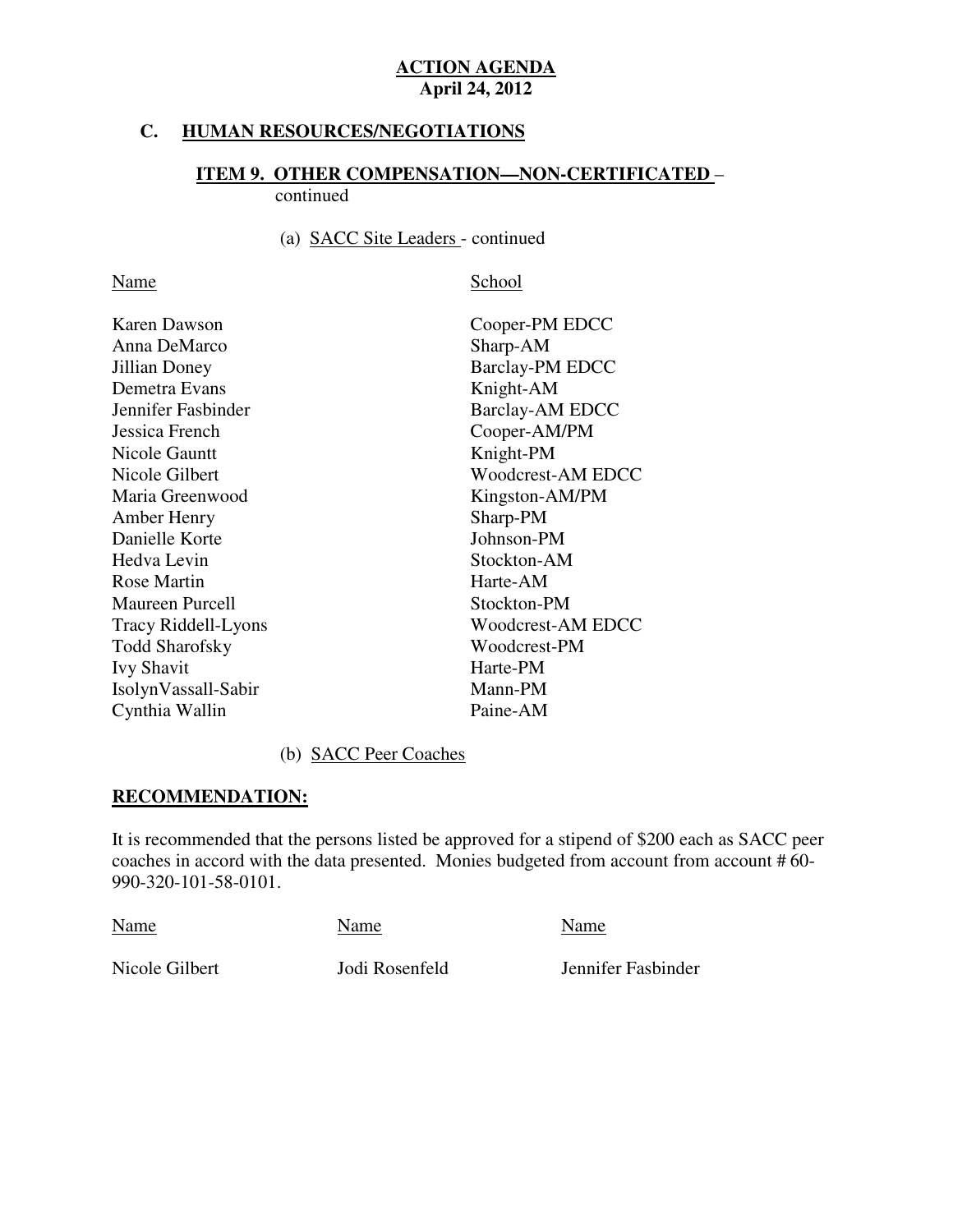**ACTION AGENDA**
**April 24, 2012**

## C. HUMAN RESOURCES/NEGOTIATIONS

### ITEM 9. OTHER COMPENSATION—NON-CERTIFICATED – continued

(a) SACC Site Leaders - continued

| Name | School |
|---|---|
| Karen Dawson | Cooper-PM EDCC |
| Anna DeMarco | Sharp-AM |
| Jillian Doney | Barclay-PM EDCC |
| Demetra Evans | Knight-AM |
| Jennifer Fasbinder | Barclay-AM EDCC |
| Jessica French | Cooper-AM/PM |
| Nicole Gauntt | Knight-PM |
| Nicole Gilbert | Woodcrest-AM EDCC |
| Maria Greenwood | Kingston-AM/PM |
| Amber Henry | Sharp-PM |
| Danielle Korte | Johnson-PM |
| Hedva Levin | Stockton-AM |
| Rose Martin | Harte-AM |
| Maureen Purcell | Stockton-PM |
| Tracy Riddell-Lyons | Woodcrest-AM EDCC |
| Todd Sharofsky | Woodcrest-PM |
| Ivy Shavit | Harte-PM |
| IsolynVassall-Sabir | Mann-PM |
| Cynthia Wallin | Paine-AM |

(b) SACC Peer Coaches

**RECOMMENDATION:**

It is recommended that the persons listed be approved for a stipend of $200 each as SACC peer coaches in accord with the data presented. Monies budgeted from account from account # 60-990-320-101-58-0101.

| Name | Name | Name |
|---|---|---|
| Nicole Gilbert | Jodi Rosenfeld | Jennifer Fasbinder |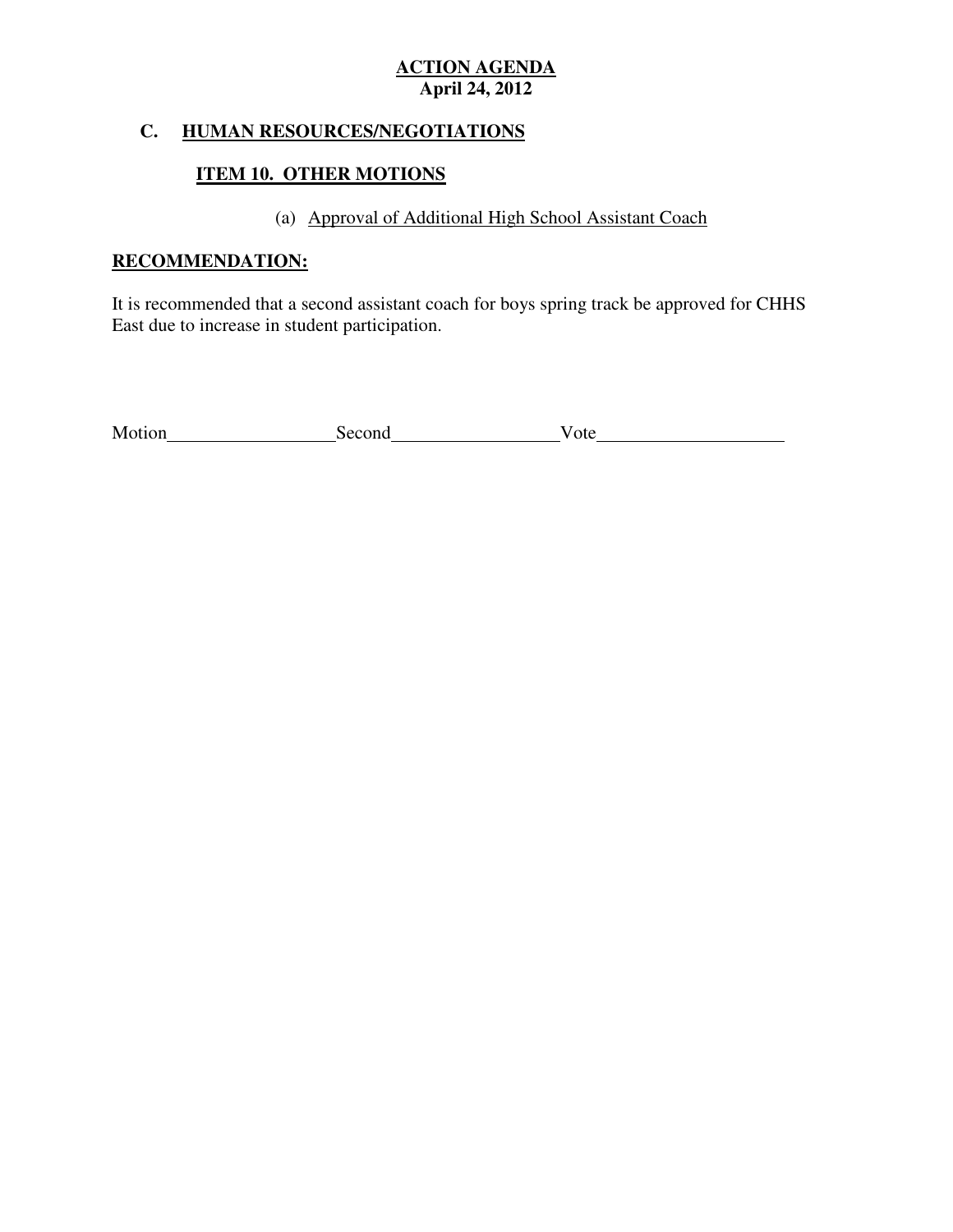**ACTION AGENDA**
**April 24, 2012**

## C. HUMAN RESOURCES/NEGOTIATIONS

### ITEM 10. OTHER MOTIONS

(a) Approval of Additional High School Assistant Coach

**RECOMMENDATION:**

It is recommended that a second assistant coach for boys spring track be approved for CHHS East due to increase in student participation.

Motion__________________ Second__________________ Vote____________________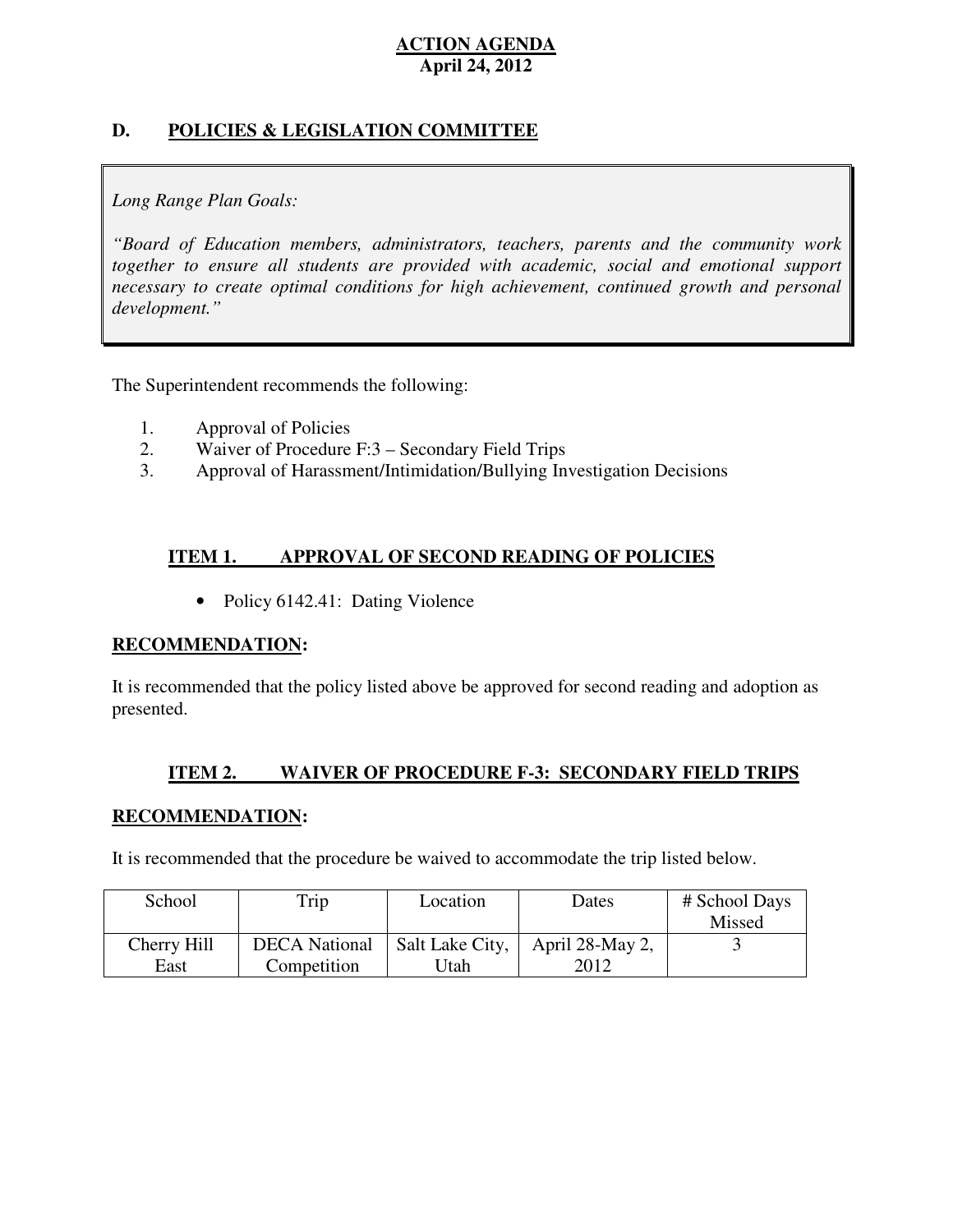**ACTION AGENDA**
**April 24, 2012**

## D. POLICIES & LEGISLATION COMMITTEE

*Long Range Plan Goals:*

*"Board of Education members, administrators, teachers, parents and the community work together to ensure all students are provided with academic, social and emotional support necessary to create optimal conditions for high achievement, continued growth and personal development."*

The Superintendent recommends the following:

1. Approval of Policies
2. Waiver of Procedure F:3 – Secondary Field Trips
3. Approval of Harassment/Intimidation/Bullying Investigation Decisions

### ITEM 1. APPROVAL OF SECOND READING OF POLICIES

- Policy 6142.41: Dating Violence

**RECOMMENDATION:**

It is recommended that the policy listed above be approved for second reading and adoption as presented.

### ITEM 2. WAIVER OF PROCEDURE F-3: SECONDARY FIELD TRIPS

**RECOMMENDATION:**

It is recommended that the procedure be waived to accommodate the trip listed below.

| School | Trip | Location | Dates | # School Days Missed |
|---|---|---|---|---|
| Cherry Hill East | DECA National Competition | Salt Lake City, Utah | April 28-May 2, 2012 | 3 |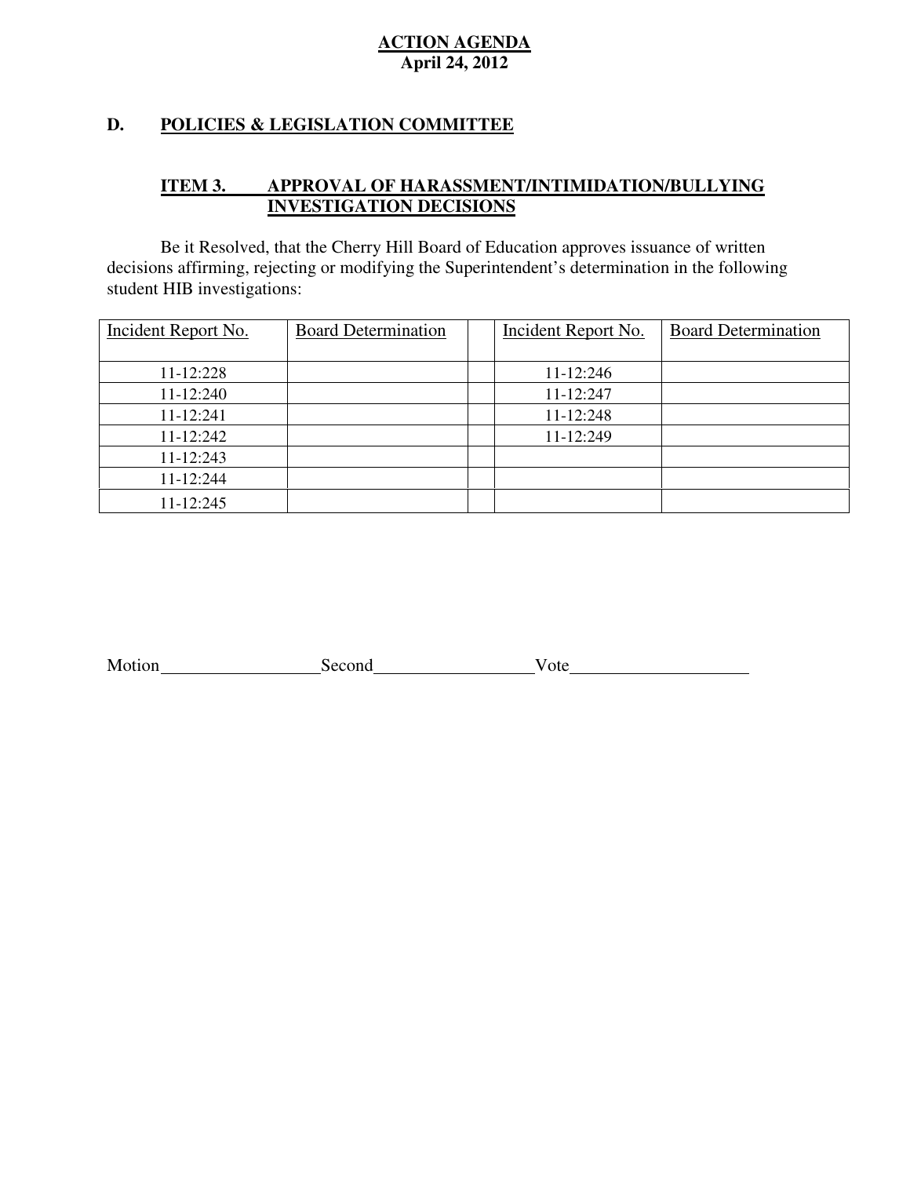**ACTION AGENDA**
**April 24, 2012**

## D. POLICIES & LEGISLATION COMMITTEE

### ITEM 3. APPROVAL OF HARASSMENT/INTIMIDATION/BULLYING INVESTIGATION DECISIONS

Be it Resolved, that the Cherry Hill Board of Education approves issuance of written decisions affirming, rejecting or modifying the Superintendent's determination in the following student HIB investigations:

| Incident Report No. | Board Determination | | Incident Report No. | Board Determination |
|---|---|---|---|---|
| 11-12:228 | | | 11-12:246 | |
| 11-12:240 | | | 11-12:247 | |
| 11-12:241 | | | 11-12:248 | |
| 11-12:242 | | | 11-12:249 | |
| 11-12:243 | | | | |
| 11-12:244 | | | | |
| 11-12:245 | | | | |

Motion__________________ Second__________________ Vote____________________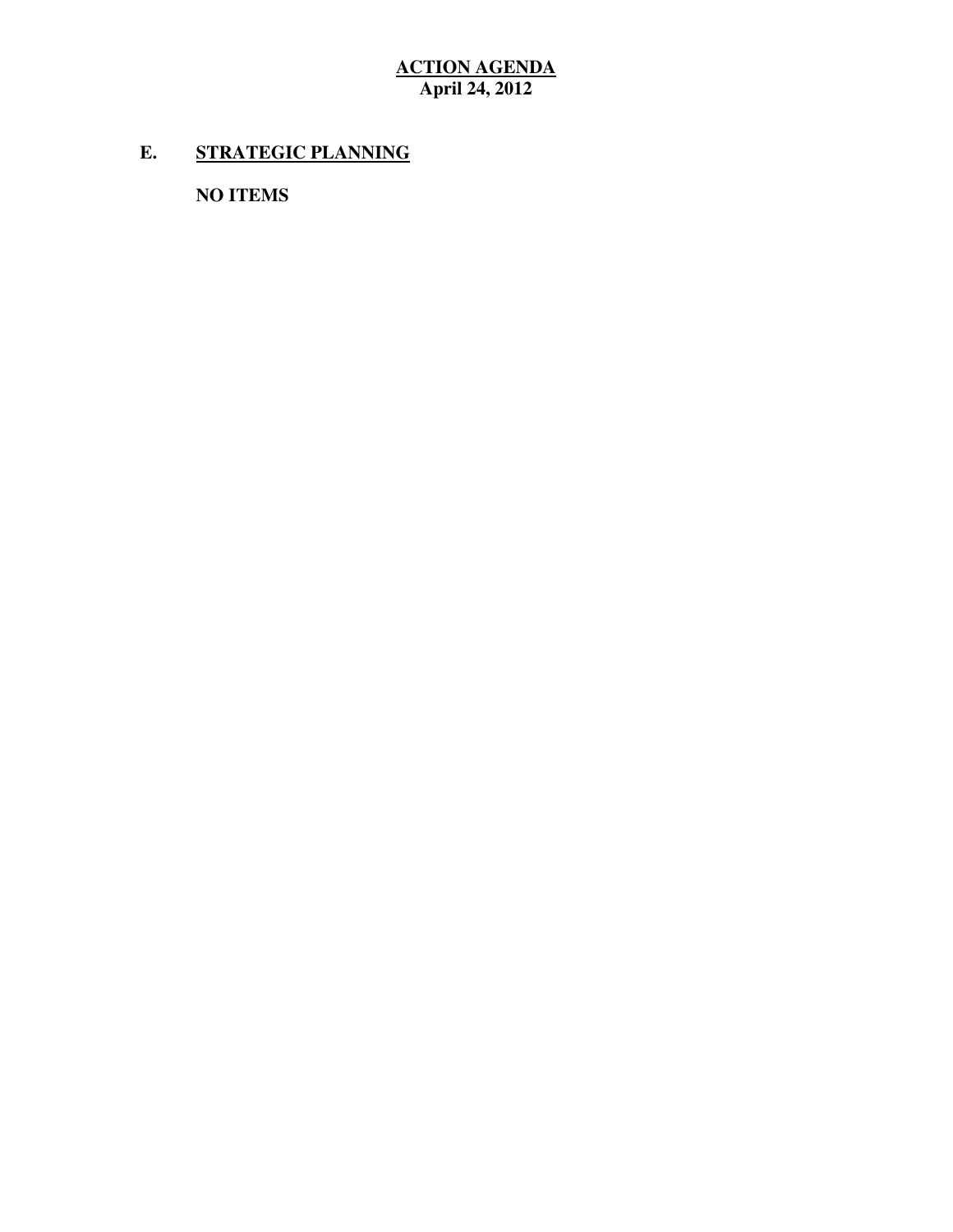**ACTION AGENDA**
**April 24, 2012**

## E. STRATEGIC PLANNING

**NO ITEMS**